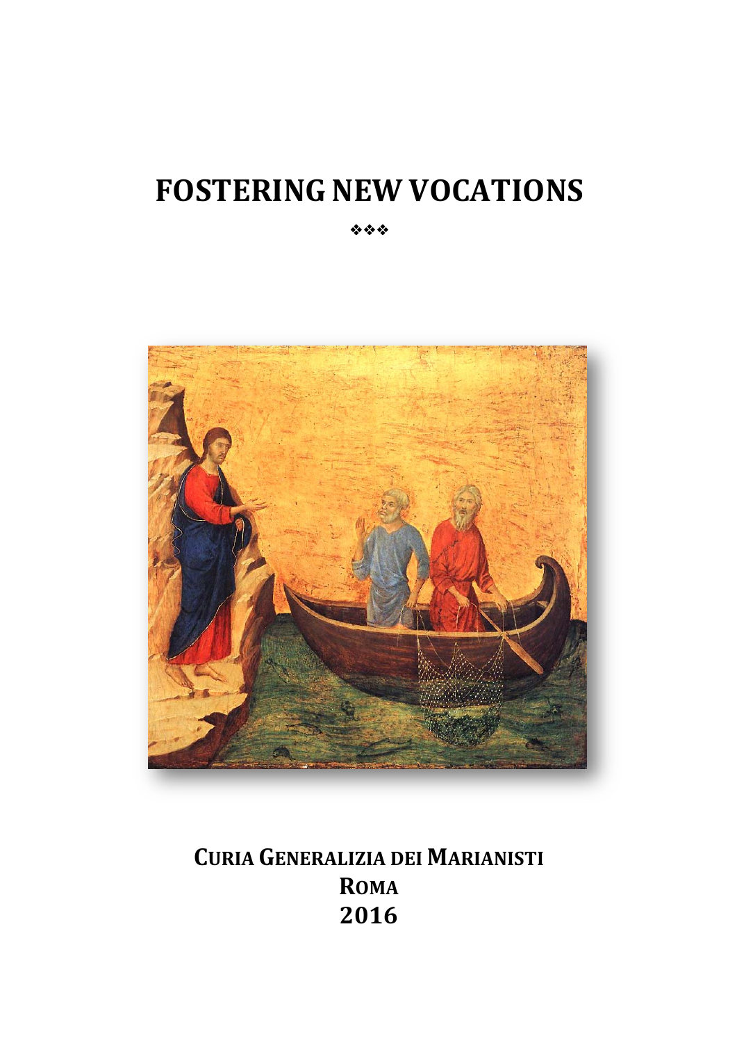# FOSTERING NEW VOCATIONS

❖❖❖

**CURIA GENERALIZIA DEI MARIANISTI**
**ROMA**
**2016**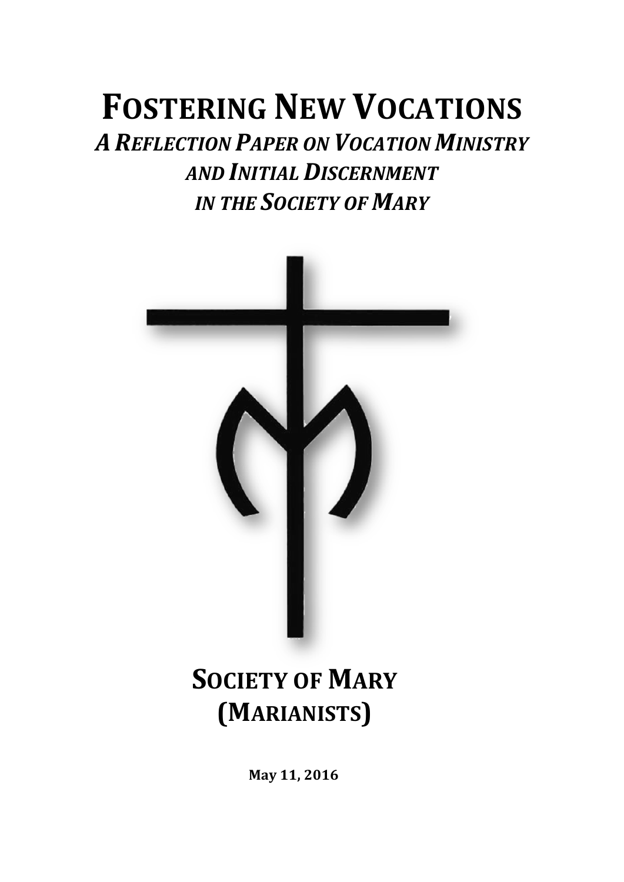# FOSTERING NEW VOCATIONS

## *A REFLECTION PAPER ON VOCATION MINISTRY AND INITIAL DISCERNMENT IN THE SOCIETY OF MARY*

## SOCIETY OF MARY (MARIANISTS)

**May 11, 2016**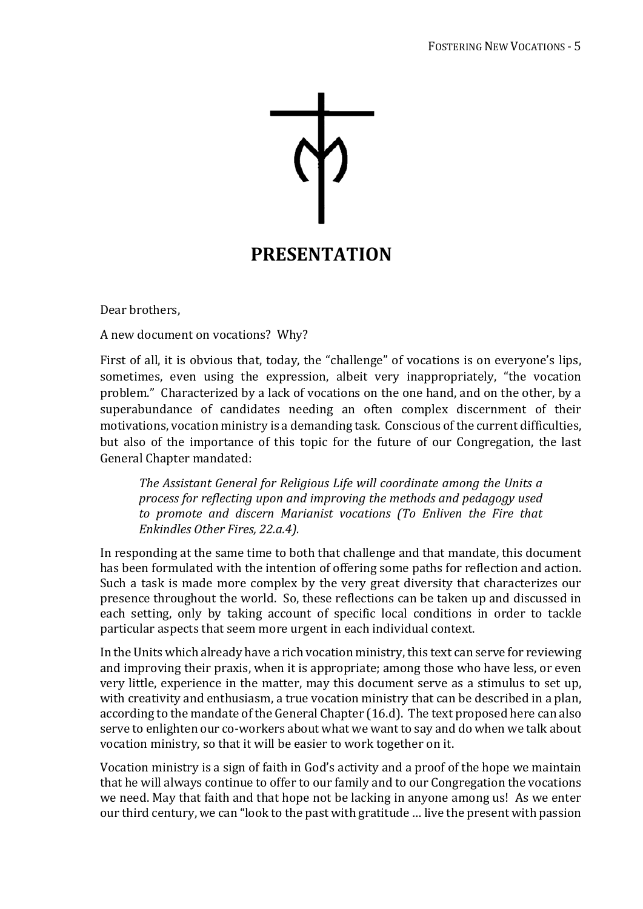# PRESENTATION

Dear brothers,

A new document on vocations? Why?

First of all, it is obvious that, today, the "challenge" of vocations is on everyone's lips, sometimes, even using the expression, albeit very inappropriately, "the vocation problem." Characterized by a lack of vocations on the one hand, and on the other, by a superabundance of candidates needing an often complex discernment of their motivations, vocation ministry is a demanding task. Conscious of the current difficulties, but also of the importance of this topic for the future of our Congregation, the last General Chapter mandated:

> *The Assistant General for Religious Life will coordinate among the Units a process for reflecting upon and improving the methods and pedagogy used to promote and discern Marianist vocations (To Enliven the Fire that Enkindles Other Fires, 22.a.4).*

In responding at the same time to both that challenge and that mandate, this document has been formulated with the intention of offering some paths for reflection and action. Such a task is made more complex by the very great diversity that characterizes our presence throughout the world. So, these reflections can be taken up and discussed in each setting, only by taking account of specific local conditions in order to tackle particular aspects that seem more urgent in each individual context.

In the Units which already have a rich vocation ministry, this text can serve for reviewing and improving their praxis, when it is appropriate; among those who have less, or even very little, experience in the matter, may this document serve as a stimulus to set up, with creativity and enthusiasm, a true vocation ministry that can be described in a plan, according to the mandate of the General Chapter (16.d). The text proposed here can also serve to enlighten our co-workers about what we want to say and do when we talk about vocation ministry, so that it will be easier to work together on it.

Vocation ministry is a sign of faith in God's activity and a proof of the hope we maintain that he will always continue to offer to our family and to our Congregation the vocations we need. May that faith and that hope not be lacking in anyone among us! As we enter our third century, we can "look to the past with gratitude … live the present with passion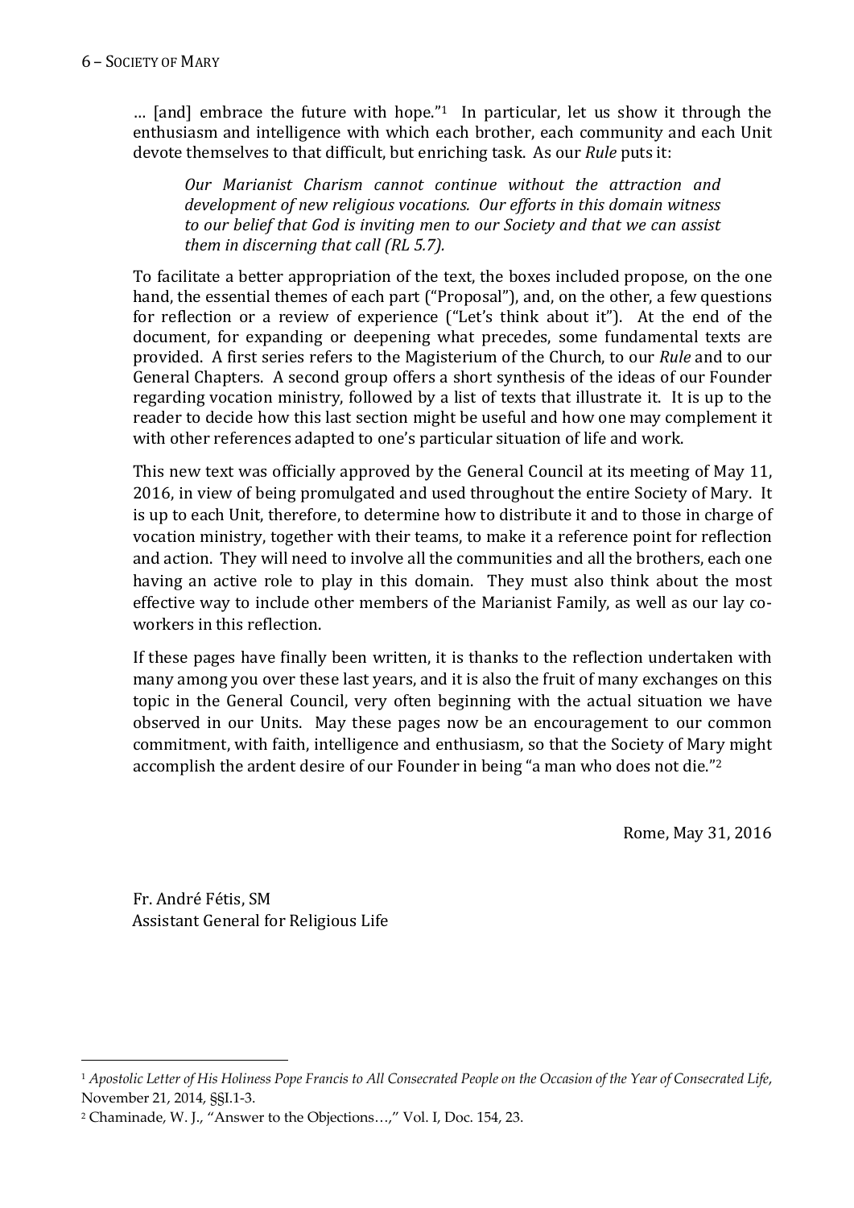… [and] embrace the future with hope."[1] In particular, let us show it through the enthusiasm and intelligence with which each brother, each community and each Unit devote themselves to that difficult, but enriching task. As our *Rule* puts it:

> *Our Marianist Charism cannot continue without the attraction and development of new religious vocations. Our efforts in this domain witness to our belief that God is inviting men to our Society and that we can assist them in discerning that call (RL 5.7).*

To facilitate a better appropriation of the text, the boxes included propose, on the one hand, the essential themes of each part ("Proposal"), and, on the other, a few questions for reflection or a review of experience ("Let's think about it"). At the end of the document, for expanding or deepening what precedes, some fundamental texts are provided. A first series refers to the Magisterium of the Church, to our *Rule* and to our General Chapters. A second group offers a short synthesis of the ideas of our Founder regarding vocation ministry, followed by a list of texts that illustrate it. It is up to the reader to decide how this last section might be useful and how one may complement it with other references adapted to one's particular situation of life and work.

This new text was officially approved by the General Council at its meeting of May 11, 2016, in view of being promulgated and used throughout the entire Society of Mary. It is up to each Unit, therefore, to determine how to distribute it and to those in charge of vocation ministry, together with their teams, to make it a reference point for reflection and action. They will need to involve all the communities and all the brothers, each one having an active role to play in this domain. They must also think about the most effective way to include other members of the Marianist Family, as well as our lay co-workers in this reflection.

If these pages have finally been written, it is thanks to the reflection undertaken with many among you over these last years, and it is also the fruit of many exchanges on this topic in the General Council, very often beginning with the actual situation we have observed in our Units. May these pages now be an encouragement to our common commitment, with faith, intelligence and enthusiasm, so that the Society of Mary might accomplish the ardent desire of our Founder in being "a man who does not die."[2]

Rome, May 31, 2016

Fr. André Fétis, SM
Assistant General for Religious Life

---

[1] *Apostolic Letter of His Holiness Pope Francis to All Consecrated People on the Occasion of the Year of Consecrated Life*, November 21, 2014, §§I.1-3.

[2] Chaminade, W. J., "Answer to the Objections…," Vol. I, Doc. 154, 23.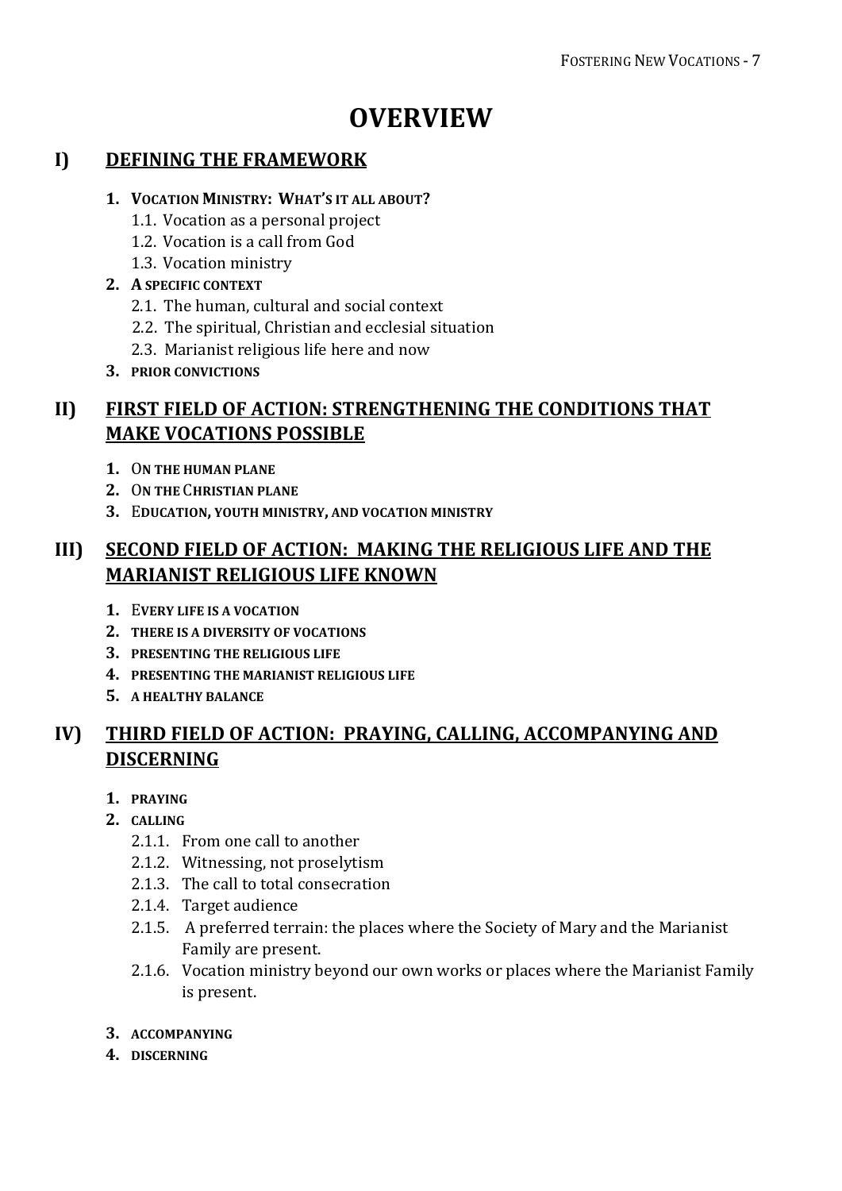# OVERVIEW

## I) DEFINING THE FRAMEWORK

1. **VOCATION MINISTRY: WHAT'S IT ALL ABOUT?**
   - 1.1. Vocation as a personal project
   - 1.2. Vocation is a call from God
   - 1.3. Vocation ministry
2. **A SPECIFIC CONTEXT**
   - 2.1. The human, cultural and social context
   - 2.2. The spiritual, Christian and ecclesial situation
   - 2.3. Marianist religious life here and now
3. **PRIOR CONVICTIONS**

## II) FIRST FIELD OF ACTION: STRENGTHENING THE CONDITIONS THAT MAKE VOCATIONS POSSIBLE

1. **ON THE HUMAN PLANE**
2. **ON THE CHRISTIAN PLANE**
3. **EDUCATION, YOUTH MINISTRY, AND VOCATION MINISTRY**

## III) SECOND FIELD OF ACTION: MAKING THE RELIGIOUS LIFE AND THE MARIANIST RELIGIOUS LIFE KNOWN

1. **EVERY LIFE IS A VOCATION**
2. **THERE IS A DIVERSITY OF VOCATIONS**
3. **PRESENTING THE RELIGIOUS LIFE**
4. **PRESENTING THE MARIANIST RELIGIOUS LIFE**
5. **A HEALTHY BALANCE**

## IV) THIRD FIELD OF ACTION: PRAYING, CALLING, ACCOMPANYING AND DISCERNING

1. **PRAYING**
2. **CALLING**
   - 2.1.1. From one call to another
   - 2.1.2. Witnessing, not proselytism
   - 2.1.3. The call to total consecration
   - 2.1.4. Target audience
   - 2.1.5. A preferred terrain: the places where the Society of Mary and the Marianist Family are present.
   - 2.1.6. Vocation ministry beyond our own works or places where the Marianist Family is present.
3. **ACCOMPANYING**
4. **DISCERNING**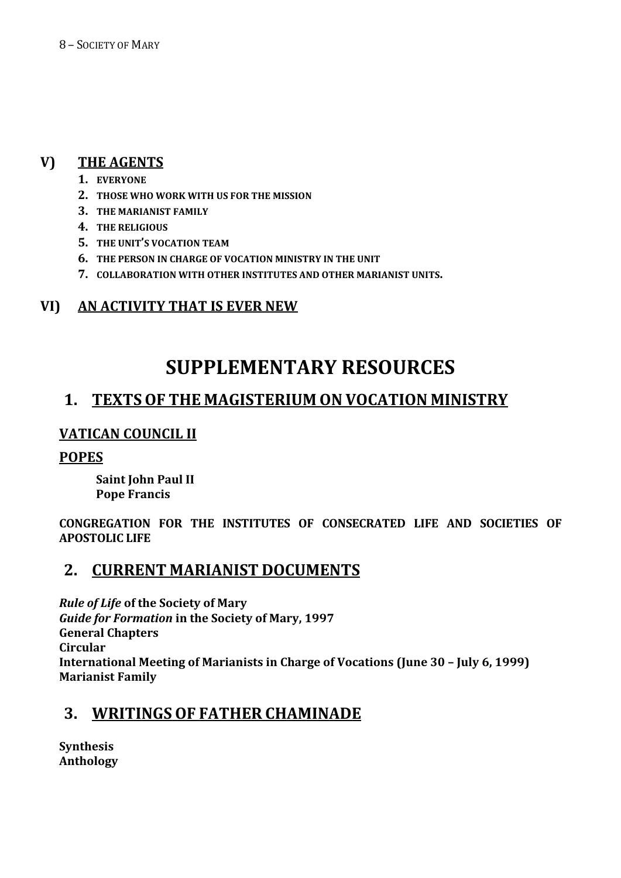## V) THE AGENTS

1. **EVERYONE**
2. **THOSE WHO WORK WITH US FOR THE MISSION**
3. **THE MARIANIST FAMILY**
4. **THE RELIGIOUS**
5. **THE UNIT'S VOCATION TEAM**
6. **THE PERSON IN CHARGE OF VOCATION MINISTRY IN THE UNIT**
7. **COLLABORATION WITH OTHER INSTITUTES AND OTHER MARIANIST UNITS.**

## VI) AN ACTIVITY THAT IS EVER NEW

# SUPPLEMENTARY RESOURCES

## 1. TEXTS OF THE MAGISTERIUM ON VOCATION MINISTRY

### VATICAN COUNCIL II

### POPES

**Saint John Paul II**
**Pope Francis**

**CONGREGATION FOR THE INSTITUTES OF CONSECRATED LIFE AND SOCIETIES OF APOSTOLIC LIFE**

## 2. CURRENT MARIANIST DOCUMENTS

***Rule of Life* of the Society of Mary**
***Guide for Formation* in the Society of Mary, 1997**
**General Chapters**
**Circular**
**International Meeting of Marianists in Charge of Vocations (June 30 – July 6, 1999)**
**Marianist Family**

## 3. WRITINGS OF FATHER CHAMINADE

**Synthesis**
**Anthology**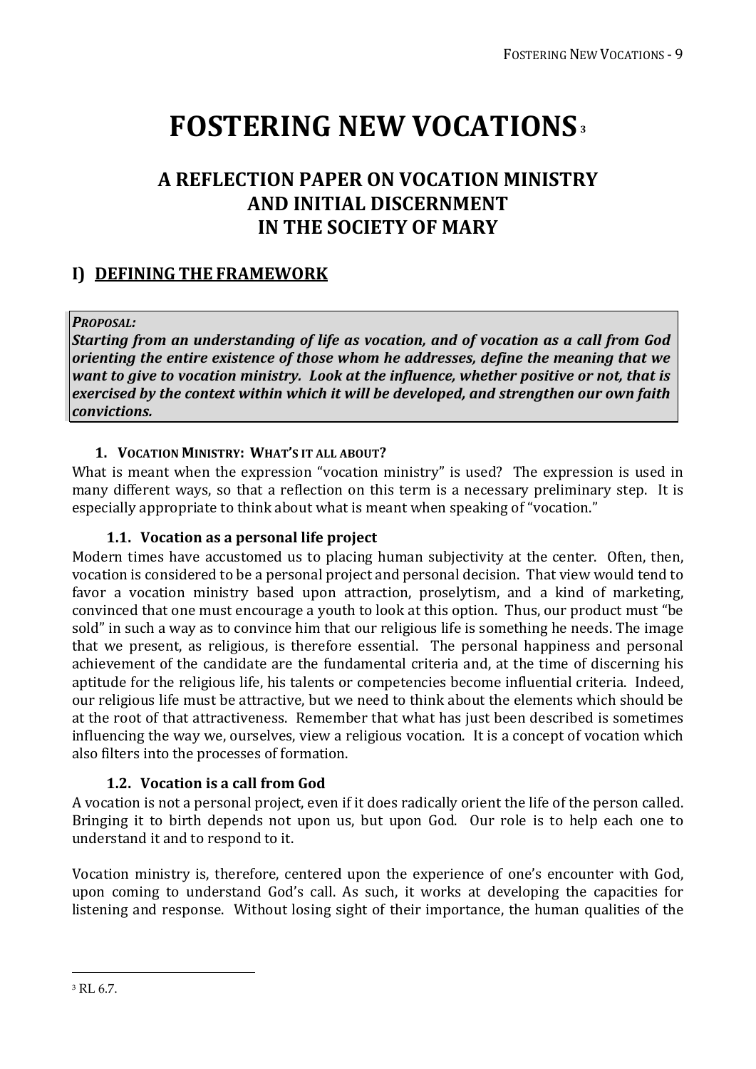# FOSTERING NEW VOCATIONS[3]

## A REFLECTION PAPER ON VOCATION MINISTRY AND INITIAL DISCERNMENT IN THE SOCIETY OF MARY

## I) DEFINING THE FRAMEWORK

*PROPOSAL:*
***Starting from an understanding of life as vocation, and of vocation as a call from God orienting the entire existence of those whom he addresses, define the meaning that we want to give to vocation ministry. Look at the influence, whether positive or not, that is exercised by the context within which it will be developed, and strengthen our own faith convictions.***

### 1. VOCATION MINISTRY: WHAT'S IT ALL ABOUT?

What is meant when the expression "vocation ministry" is used? The expression is used in many different ways, so that a reflection on this term is a necessary preliminary step. It is especially appropriate to think about what is meant when speaking of "vocation."

#### 1.1. Vocation as a personal life project

Modern times have accustomed us to placing human subjectivity at the center. Often, then, vocation is considered to be a personal project and personal decision. That view would tend to favor a vocation ministry based upon attraction, proselytism, and a kind of marketing, convinced that one must encourage a youth to look at this option. Thus, our product must "be sold" in such a way as to convince him that our religious life is something he needs. The image that we present, as religious, is therefore essential. The personal happiness and personal achievement of the candidate are the fundamental criteria and, at the time of discerning his aptitude for the religious life, his talents or competencies become influential criteria. Indeed, our religious life must be attractive, but we need to think about the elements which should be at the root of that attractiveness. Remember that what has just been described is sometimes influencing the way we, ourselves, view a religious vocation. It is a concept of vocation which also filters into the processes of formation.

#### 1.2. Vocation is a call from God

A vocation is not a personal project, even if it does radically orient the life of the person called. Bringing it to birth depends not upon us, but upon God. Our role is to help each one to understand it and to respond to it.

Vocation ministry is, therefore, centered upon the experience of one's encounter with God, upon coming to understand God's call. As such, it works at developing the capacities for listening and response. Without losing sight of their importance, the human qualities of the

---

[3] RL 6.7.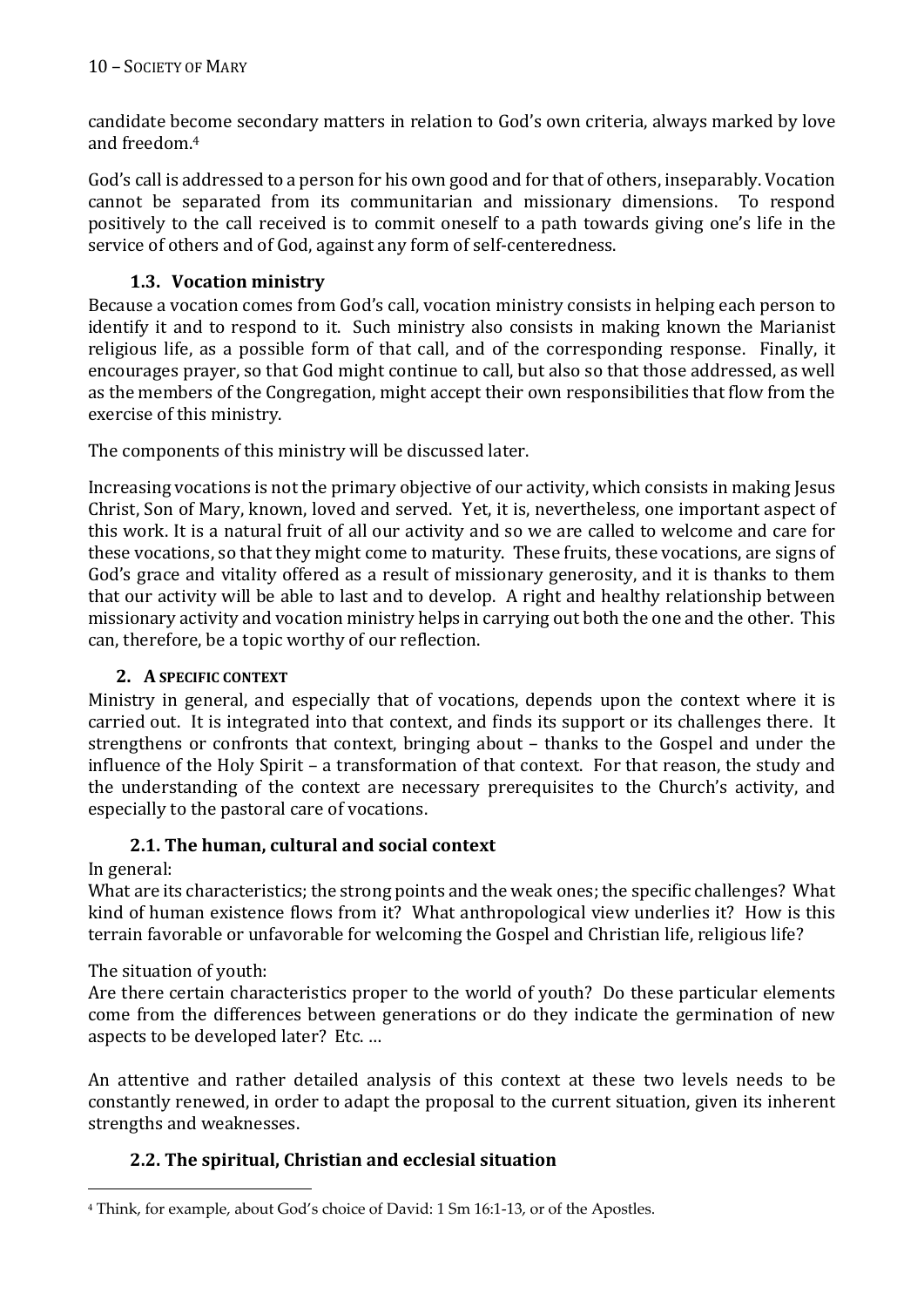candidate become secondary matters in relation to God's own criteria, always marked by love and freedom.[4]

God's call is addressed to a person for his own good and for that of others, inseparably. Vocation cannot be separated from its communitarian and missionary dimensions. To respond positively to the call received is to commit oneself to a path towards giving one's life in the service of others and of God, against any form of self-centeredness.

### 1.3. Vocation ministry

Because a vocation comes from God's call, vocation ministry consists in helping each person to identify it and to respond to it. Such ministry also consists in making known the Marianist religious life, as a possible form of that call, and of the corresponding response. Finally, it encourages prayer, so that God might continue to call, but also so that those addressed, as well as the members of the Congregation, might accept their own responsibilities that flow from the exercise of this ministry.

The components of this ministry will be discussed later.

Increasing vocations is not the primary objective of our activity, which consists in making Jesus Christ, Son of Mary, known, loved and served. Yet, it is, nevertheless, one important aspect of this work. It is a natural fruit of all our activity and so we are called to welcome and care for these vocations, so that they might come to maturity. These fruits, these vocations, are signs of God's grace and vitality offered as a result of missionary generosity, and it is thanks to them that our activity will be able to last and to develop. A right and healthy relationship between missionary activity and vocation ministry helps in carrying out both the one and the other. This can, therefore, be a topic worthy of our reflection.

## 2. A SPECIFIC CONTEXT

Ministry in general, and especially that of vocations, depends upon the context where it is carried out. It is integrated into that context, and finds its support or its challenges there. It strengthens or confronts that context, bringing about – thanks to the Gospel and under the influence of the Holy Spirit – a transformation of that context. For that reason, the study and the understanding of the context are necessary prerequisites to the Church's activity, and especially to the pastoral care of vocations.

### 2.1. The human, cultural and social context

In general:
What are its characteristics; the strong points and the weak ones; the specific challenges? What kind of human existence flows from it? What anthropological view underlies it? How is this terrain favorable or unfavorable for welcoming the Gospel and Christian life, religious life?

The situation of youth:
Are there certain characteristics proper to the world of youth? Do these particular elements come from the differences between generations or do they indicate the germination of new aspects to be developed later? Etc. …

An attentive and rather detailed analysis of this context at these two levels needs to be constantly renewed, in order to adapt the proposal to the current situation, given its inherent strengths and weaknesses.

### 2.2. The spiritual, Christian and ecclesial situation

---

[4] Think, for example, about God's choice of David: 1 Sm 16:1-13, or of the Apostles.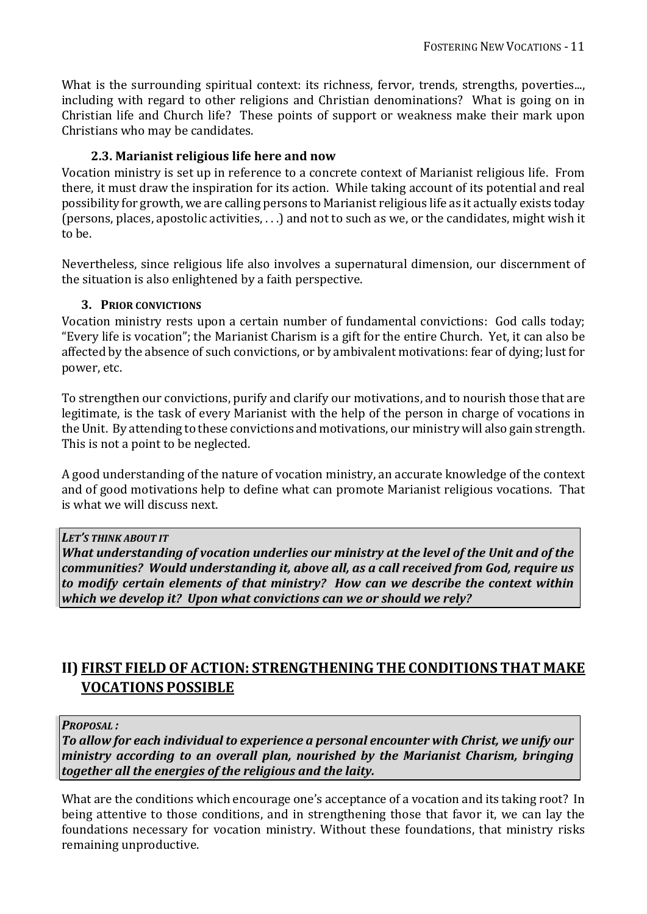What is the surrounding spiritual context: its richness, fervor, trends, strengths, poverties..., including with regard to other religions and Christian denominations? What is going on in Christian life and Church life? These points of support or weakness make their mark upon Christians who may be candidates.

### 2.3. Marianist religious life here and now

Vocation ministry is set up in reference to a concrete context of Marianist religious life. From there, it must draw the inspiration for its action. While taking account of its potential and real possibility for growth, we are calling persons to Marianist religious life as it actually exists today (persons, places, apostolic activities, . . .) and not to such as we, or the candidates, might wish it to be.

Nevertheless, since religious life also involves a supernatural dimension, our discernment of the situation is also enlightened by a faith perspective.

### 3. Prior convictions

Vocation ministry rests upon a certain number of fundamental convictions: God calls today; "Every life is vocation"; the Marianist Charism is a gift for the entire Church. Yet, it can also be affected by the absence of such convictions, or by ambivalent motivations: fear of dying; lust for power, etc.

To strengthen our convictions, purify and clarify our motivations, and to nourish those that are legitimate, is the task of every Marianist with the help of the person in charge of vocations in the Unit. By attending to these convictions and motivations, our ministry will also gain strength. This is not a point to be neglected.

A good understanding of the nature of vocation ministry, an accurate knowledge of the context and of good motivations help to define what can promote Marianist religious vocations. That is what we will discuss next.

***Let's think about it***
***What understanding of vocation underlies our ministry at the level of the Unit and of the communities? Would understanding it, above all, as a call received from God, require us to modify certain elements of that ministry? How can we describe the context within which we develop it? Upon what convictions can we or should we rely?***

## II) FIRST FIELD OF ACTION: STRENGTHENING THE CONDITIONS THAT MAKE VOCATIONS POSSIBLE

***Proposal :***
***To allow for each individual to experience a personal encounter with Christ, we unify our ministry according to an overall plan, nourished by the Marianist Charism, bringing together all the energies of the religious and the laity.***

What are the conditions which encourage one's acceptance of a vocation and its taking root? In being attentive to those conditions, and in strengthening those that favor it, we can lay the foundations necessary for vocation ministry. Without these foundations, that ministry risks remaining unproductive.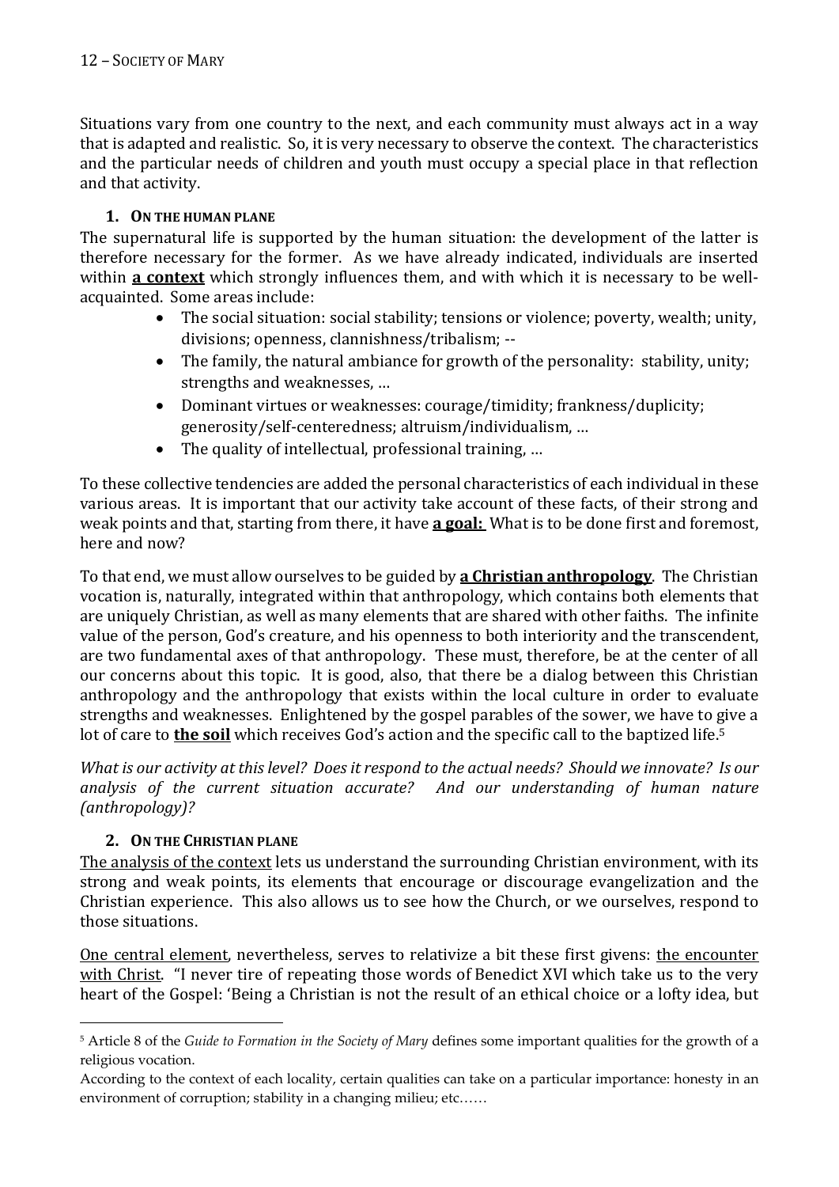Situations vary from one country to the next, and each community must always act in a way that is adapted and realistic. So, it is very necessary to observe the context. The characteristics and the particular needs of children and youth must occupy a special place in that reflection and that activity.

### 1. On the human plane

The supernatural life is supported by the human situation: the development of the latter is therefore necessary for the former. As we have already indicated, individuals are inserted within **a context** which strongly influences them, and with which it is necessary to be well-acquainted. Some areas include:

- The social situation: social stability; tensions or violence; poverty, wealth; unity, divisions; openness, clannishness/tribalism; --
- The family, the natural ambiance for growth of the personality: stability, unity; strengths and weaknesses, …
- Dominant virtues or weaknesses: courage/timidity; frankness/duplicity; generosity/self-centeredness; altruism/individualism, …
- The quality of intellectual, professional training, …

To these collective tendencies are added the personal characteristics of each individual in these various areas. It is important that our activity take account of these facts, of their strong and weak points and that, starting from there, it have **a goal:** What is to be done first and foremost, here and now?

To that end, we must allow ourselves to be guided by **a Christian anthropology**. The Christian vocation is, naturally, integrated within that anthropology, which contains both elements that are uniquely Christian, as well as many elements that are shared with other faiths. The infinite value of the person, God's creature, and his openness to both interiority and the transcendent, are two fundamental axes of that anthropology. These must, therefore, be at the center of all our concerns about this topic. It is good, also, that there be a dialog between this Christian anthropology and the anthropology that exists within the local culture in order to evaluate strengths and weaknesses. Enlightened by the gospel parables of the sower, we have to give a lot of care to **the soil** which receives God's action and the specific call to the baptized life.[5]

*What is our activity at this level? Does it respond to the actual needs? Should we innovate? Is our analysis of the current situation accurate? And our understanding of human nature (anthropology)?*

### 2. On the Christian plane

The analysis of the context lets us understand the surrounding Christian environment, with its strong and weak points, its elements that encourage or discourage evangelization and the Christian experience. This also allows us to see how the Church, or we ourselves, respond to those situations.

One central element, nevertheless, serves to relativize a bit these first givens: the encounter with Christ. "I never tire of repeating those words of Benedict XVI which take us to the very heart of the Gospel: 'Being a Christian is not the result of an ethical choice or a lofty idea, but

---

[5] Article 8 of the *Guide to Formation in the Society of Mary* defines some important qualities for the growth of a religious vocation.

According to the context of each locality, certain qualities can take on a particular importance: honesty in an environment of corruption; stability in a changing milieu; etc……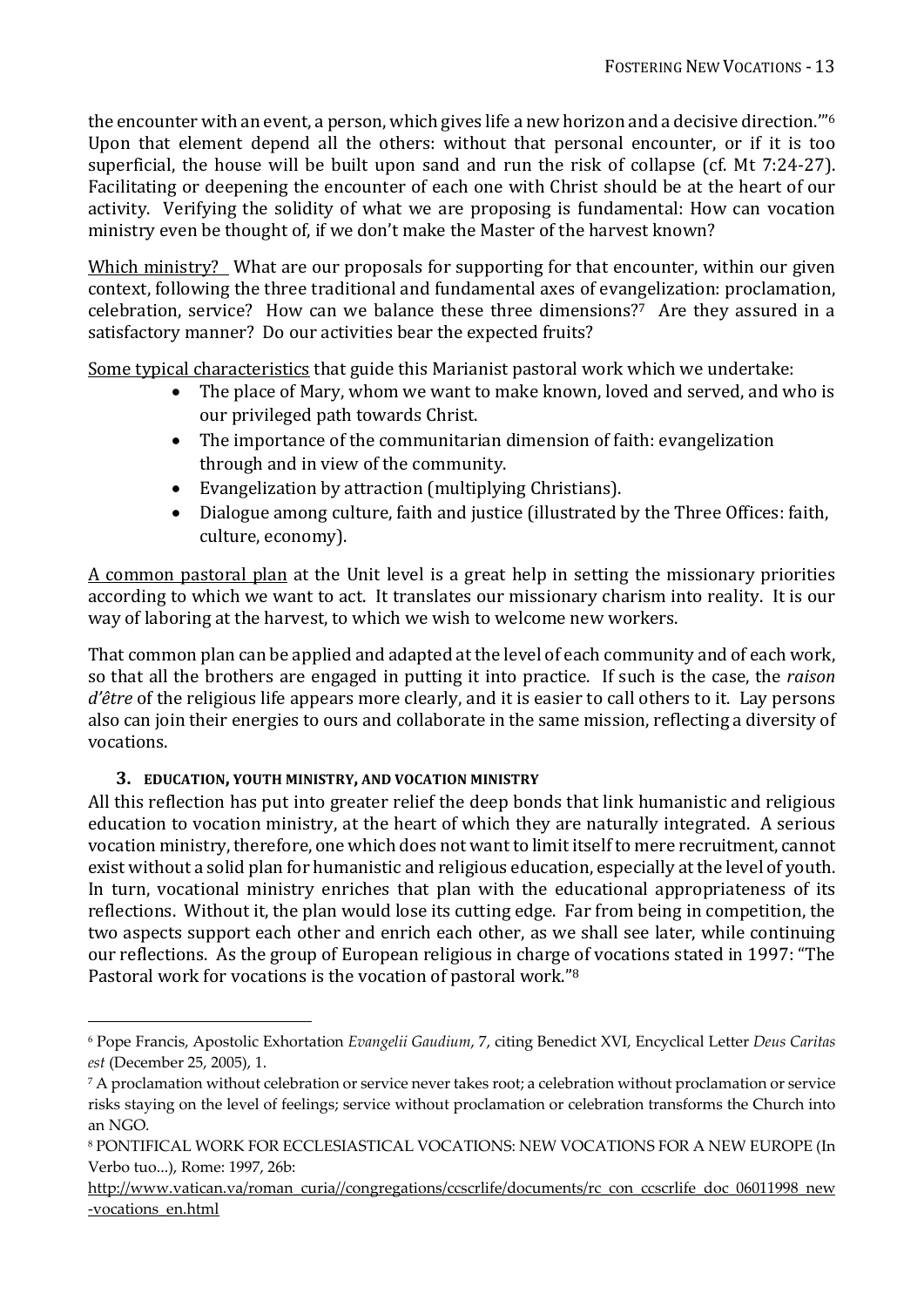the encounter with an event, a person, which gives life a new horizon and a decisive direction.'"[6] Upon that element depend all the others: without that personal encounter, or if it is too superficial, the house will be built upon sand and run the risk of collapse (cf. Mt 7:24-27). Facilitating or deepening the encounter of each one with Christ should be at the heart of our activity. Verifying the solidity of what we are proposing is fundamental: How can vocation ministry even be thought of, if we don't make the Master of the harvest known?

Which ministry? What are our proposals for supporting for that encounter, within our given context, following the three traditional and fundamental axes of evangelization: proclamation, celebration, service? How can we balance these three dimensions?[7] Are they assured in a satisfactory manner? Do our activities bear the expected fruits?

Some typical characteristics that guide this Marianist pastoral work which we undertake:

- The place of Mary, whom we want to make known, loved and served, and who is our privileged path towards Christ.
- The importance of the communitarian dimension of faith: evangelization through and in view of the community.
- Evangelization by attraction (multiplying Christians).
- Dialogue among culture, faith and justice (illustrated by the Three Offices: faith, culture, economy).

A common pastoral plan at the Unit level is a great help in setting the missionary priorities according to which we want to act. It translates our missionary charism into reality. It is our way of laboring at the harvest, to which we wish to welcome new workers.

That common plan can be applied and adapted at the level of each community and of each work, so that all the brothers are engaged in putting it into practice. If such is the case, the *raison d'être* of the religious life appears more clearly, and it is easier to call others to it. Lay persons also can join their energies to ours and collaborate in the same mission, reflecting a diversity of vocations.

### 3. EDUCATION, YOUTH MINISTRY, AND VOCATION MINISTRY

All this reflection has put into greater relief the deep bonds that link humanistic and religious education to vocation ministry, at the heart of which they are naturally integrated. A serious vocation ministry, therefore, one which does not want to limit itself to mere recruitment, cannot exist without a solid plan for humanistic and religious education, especially at the level of youth. In turn, vocational ministry enriches that plan with the educational appropriateness of its reflections. Without it, the plan would lose its cutting edge. Far from being in competition, the two aspects support each other and enrich each other, as we shall see later, while continuing our reflections. As the group of European religious in charge of vocations stated in 1997: "The Pastoral work for vocations is the vocation of pastoral work."[8]

---

[6] Pope Francis, Apostolic Exhortation *Evangelii Gaudium*, 7, citing Benedict XVI, Encyclical Letter *Deus Caritas est* (December 25, 2005), 1.

[7] A proclamation without celebration or service never takes root; a celebration without proclamation or service risks staying on the level of feelings; service without proclamation or celebration transforms the Church into an NGO.

[8] PONTIFICAL WORK FOR ECCLESIASTICAL VOCATIONS: NEW VOCATIONS FOR A NEW EUROPE (In Verbo tuo…), Rome: 1997, 26b: http://www.vatican.va/roman_curia//congregations/ccscrlife/documents/rc_con_ccscrlife_doc_06011998_new-vocations_en.html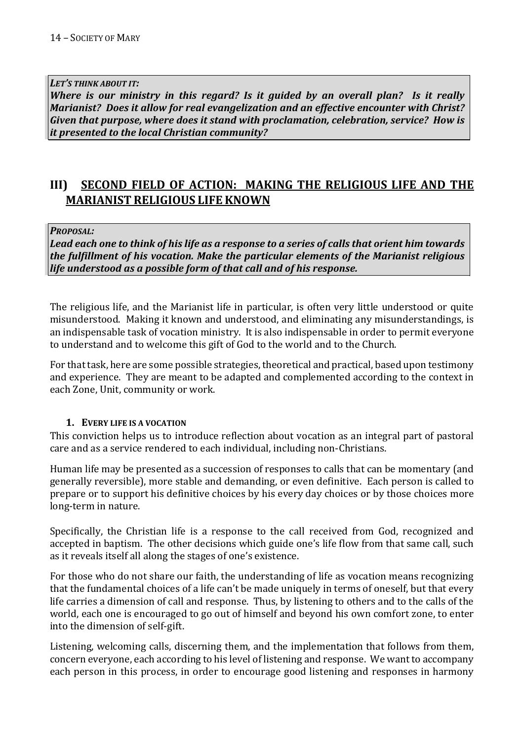*LET'S THINK ABOUT IT:*
***Where is our ministry in this regard? Is it guided by an overall plan? Is it really Marianist? Does it allow for real evangelization and an effective encounter with Christ? Given that purpose, where does it stand with proclamation, celebration, service? How is it presented to the local Christian community?***

## III) SECOND FIELD OF ACTION: MAKING THE RELIGIOUS LIFE AND THE MARIANIST RELIGIOUS LIFE KNOWN

*PROPOSAL:*
***Lead each one to think of his life as a response to a series of calls that orient him towards the fulfillment of his vocation. Make the particular elements of the Marianist religious life understood as a possible form of that call and of his response.***

The religious life, and the Marianist life in particular, is often very little understood or quite misunderstood. Making it known and understood, and eliminating any misunderstandings, is an indispensable task of vocation ministry. It is also indispensable in order to permit everyone to understand and to welcome this gift of God to the world and to the Church.

For that task, here are some possible strategies, theoretical and practical, based upon testimony and experience. They are meant to be adapted and complemented according to the context in each Zone, Unit, community or work.

### 1. EVERY LIFE IS A VOCATION

This conviction helps us to introduce reflection about vocation as an integral part of pastoral care and as a service rendered to each individual, including non-Christians.

Human life may be presented as a succession of responses to calls that can be momentary (and generally reversible), more stable and demanding, or even definitive. Each person is called to prepare or to support his definitive choices by his every day choices or by those choices more long-term in nature.

Specifically, the Christian life is a response to the call received from God, recognized and accepted in baptism. The other decisions which guide one's life flow from that same call, such as it reveals itself all along the stages of one's existence.

For those who do not share our faith, the understanding of life as vocation means recognizing that the fundamental choices of a life can't be made uniquely in terms of oneself, but that every life carries a dimension of call and response. Thus, by listening to others and to the calls of the world, each one is encouraged to go out of himself and beyond his own comfort zone, to enter into the dimension of self-gift.

Listening, welcoming calls, discerning them, and the implementation that follows from them, concern everyone, each according to his level of listening and response. We want to accompany each person in this process, in order to encourage good listening and responses in harmony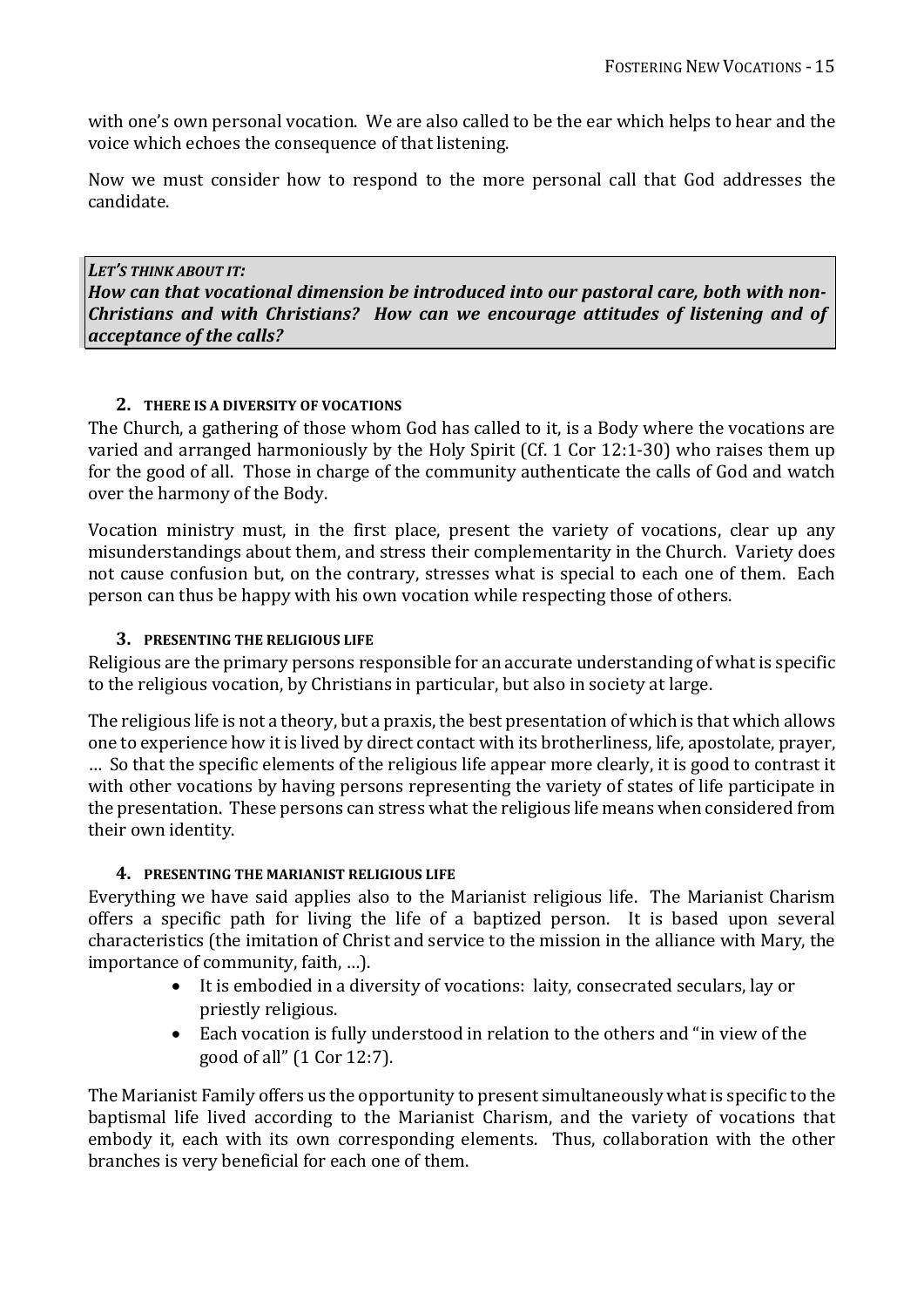with one's own personal vocation. We are also called to be the ear which helps to hear and the voice which echoes the consequence of that listening.

Now we must consider how to respond to the more personal call that God addresses the candidate.

> ***LET'S THINK ABOUT IT:***
> ***How can that vocational dimension be introduced into our pastoral care, both with non-Christians and with Christians? How can we encourage attitudes of listening and of acceptance of the calls?***

### 2. THERE IS A DIVERSITY OF VOCATIONS

The Church, a gathering of those whom God has called to it, is a Body where the vocations are varied and arranged harmoniously by the Holy Spirit (Cf. 1 Cor 12:1-30) who raises them up for the good of all. Those in charge of the community authenticate the calls of God and watch over the harmony of the Body.

Vocation ministry must, in the first place, present the variety of vocations, clear up any misunderstandings about them, and stress their complementarity in the Church. Variety does not cause confusion but, on the contrary, stresses what is special to each one of them. Each person can thus be happy with his own vocation while respecting those of others.

### 3. PRESENTING THE RELIGIOUS LIFE

Religious are the primary persons responsible for an accurate understanding of what is specific to the religious vocation, by Christians in particular, but also in society at large.

The religious life is not a theory, but a praxis, the best presentation of which is that which allows one to experience how it is lived by direct contact with its brotherliness, life, apostolate, prayer, … So that the specific elements of the religious life appear more clearly, it is good to contrast it with other vocations by having persons representing the variety of states of life participate in the presentation. These persons can stress what the religious life means when considered from their own identity.

### 4. PRESENTING THE MARIANIST RELIGIOUS LIFE

Everything we have said applies also to the Marianist religious life. The Marianist Charism offers a specific path for living the life of a baptized person. It is based upon several characteristics (the imitation of Christ and service to the mission in the alliance with Mary, the importance of community, faith, …).

- It is embodied in a diversity of vocations: laity, consecrated seculars, lay or priestly religious.
- Each vocation is fully understood in relation to the others and "in view of the good of all" (1 Cor 12:7).

The Marianist Family offers us the opportunity to present simultaneously what is specific to the baptismal life lived according to the Marianist Charism, and the variety of vocations that embody it, each with its own corresponding elements. Thus, collaboration with the other branches is very beneficial for each one of them.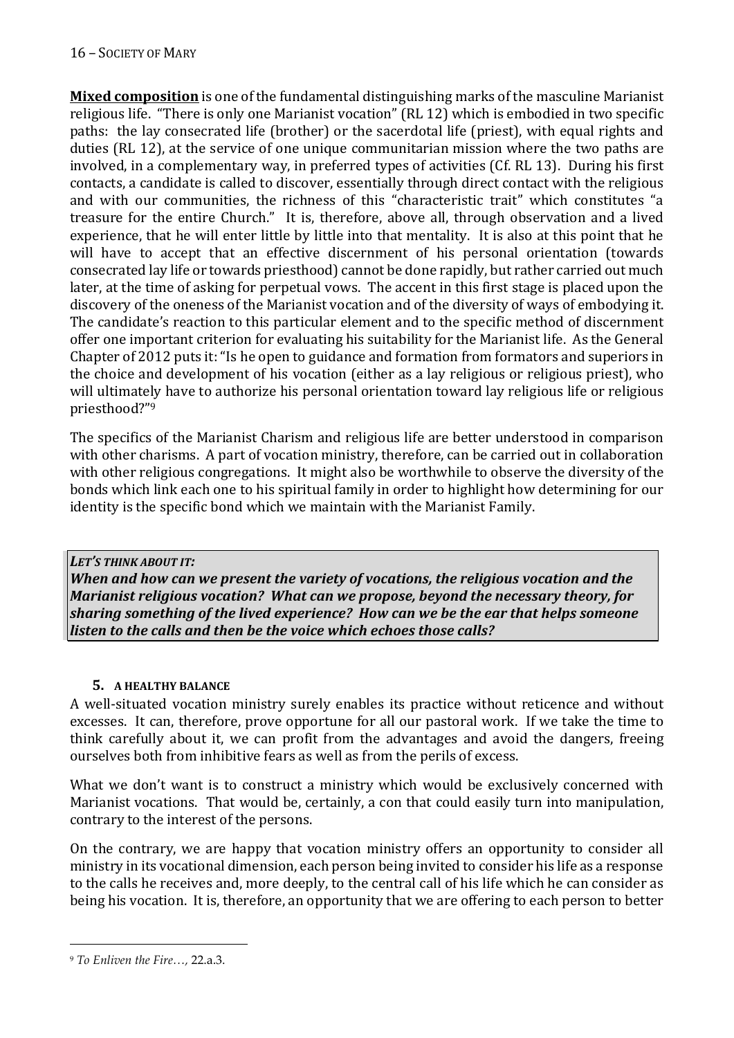**Mixed composition** is one of the fundamental distinguishing marks of the masculine Marianist religious life. "There is only one Marianist vocation" (RL 12) which is embodied in two specific paths: the lay consecrated life (brother) or the sacerdotal life (priest), with equal rights and duties (RL 12), at the service of one unique communitarian mission where the two paths are involved, in a complementary way, in preferred types of activities (Cf. RL 13). During his first contacts, a candidate is called to discover, essentially through direct contact with the religious and with our communities, the richness of this "characteristic trait" which constitutes "a treasure for the entire Church." It is, therefore, above all, through observation and a lived experience, that he will enter little by little into that mentality. It is also at this point that he will have to accept that an effective discernment of his personal orientation (towards consecrated lay life or towards priesthood) cannot be done rapidly, but rather carried out much later, at the time of asking for perpetual vows. The accent in this first stage is placed upon the discovery of the oneness of the Marianist vocation and of the diversity of ways of embodying it. The candidate's reaction to this particular element and to the specific method of discernment offer one important criterion for evaluating his suitability for the Marianist life. As the General Chapter of 2012 puts it: "Is he open to guidance and formation from formators and superiors in the choice and development of his vocation (either as a lay religious or religious priest), who will ultimately have to authorize his personal orientation toward lay religious life or religious priesthood?"[9]

The specifics of the Marianist Charism and religious life are better understood in comparison with other charisms. A part of vocation ministry, therefore, can be carried out in collaboration with other religious congregations. It might also be worthwhile to observe the diversity of the bonds which link each one to his spiritual family in order to highlight how determining for our identity is the specific bond which we maintain with the Marianist Family.

***LET'S THINK ABOUT IT:***
***When and how can we present the variety of vocations, the religious vocation and the Marianist religious vocation? What can we propose, beyond the necessary theory, for sharing something of the lived experience? How can we be the ear that helps someone listen to the calls and then be the voice which echoes those calls?***

### 5. A HEALTHY BALANCE

A well-situated vocation ministry surely enables its practice without reticence and without excesses. It can, therefore, prove opportune for all our pastoral work. If we take the time to think carefully about it, we can profit from the advantages and avoid the dangers, freeing ourselves both from inhibitive fears as well as from the perils of excess.

What we don't want is to construct a ministry which would be exclusively concerned with Marianist vocations. That would be, certainly, a con that could easily turn into manipulation, contrary to the interest of the persons.

On the contrary, we are happy that vocation ministry offers an opportunity to consider all ministry in its vocational dimension, each person being invited to consider his life as a response to the calls he receives and, more deeply, to the central call of his life which he can consider as being his vocation. It is, therefore, an opportunity that we are offering to each person to better

---

[9] *To Enliven the Fire…,* 22.a.3.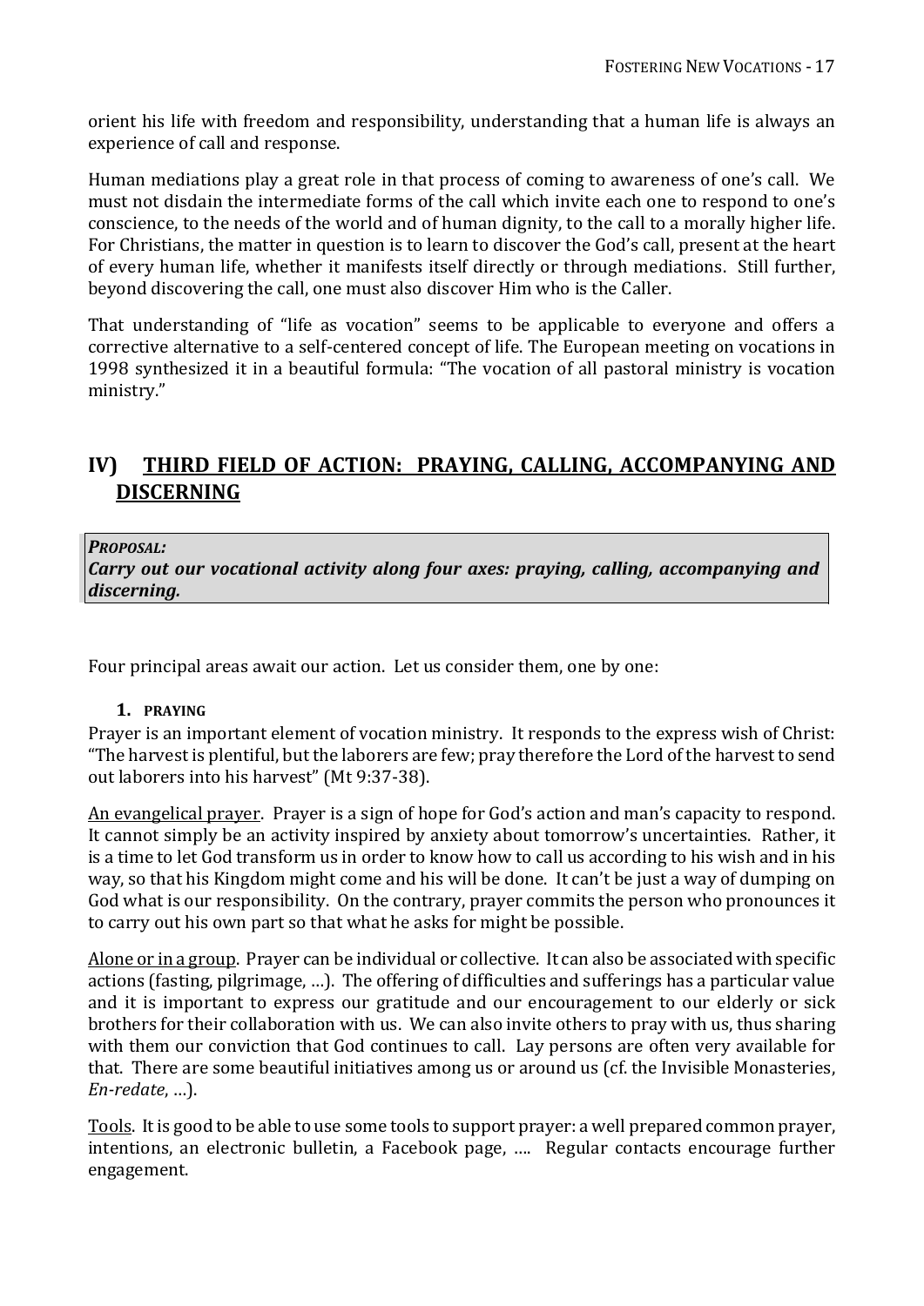orient his life with freedom and responsibility, understanding that a human life is always an experience of call and response.

Human mediations play a great role in that process of coming to awareness of one's call. We must not disdain the intermediate forms of the call which invite each one to respond to one's conscience, to the needs of the world and of human dignity, to the call to a morally higher life. For Christians, the matter in question is to learn to discover the God's call, present at the heart of every human life, whether it manifests itself directly or through mediations. Still further, beyond discovering the call, one must also discover Him who is the Caller.

That understanding of "life as vocation" seems to be applicable to everyone and offers a corrective alternative to a self-centered concept of life. The European meeting on vocations in 1998 synthesized it in a beautiful formula: "The vocation of all pastoral ministry is vocation ministry."

## IV) THIRD FIELD OF ACTION: PRAYING, CALLING, ACCOMPANYING AND DISCERNING

***PROPOSAL:***
***Carry out our vocational activity along four axes: praying, calling, accompanying and discerning.***

Four principal areas await our action. Let us consider them, one by one:

### 1. PRAYING

Prayer is an important element of vocation ministry. It responds to the express wish of Christ: "The harvest is plentiful, but the laborers are few; pray therefore the Lord of the harvest to send out laborers into his harvest" (Mt 9:37-38).

An evangelical prayer. Prayer is a sign of hope for God's action and man's capacity to respond. It cannot simply be an activity inspired by anxiety about tomorrow's uncertainties. Rather, it is a time to let God transform us in order to know how to call us according to his wish and in his way, so that his Kingdom might come and his will be done. It can't be just a way of dumping on God what is our responsibility. On the contrary, prayer commits the person who pronounces it to carry out his own part so that what he asks for might be possible.

Alone or in a group. Prayer can be individual or collective. It can also be associated with specific actions (fasting, pilgrimage, …). The offering of difficulties and sufferings has a particular value and it is important to express our gratitude and our encouragement to our elderly or sick brothers for their collaboration with us. We can also invite others to pray with us, thus sharing with them our conviction that God continues to call. Lay persons are often very available for that. There are some beautiful initiatives among us or around us (cf. the Invisible Monasteries, *En-redate*, …).

Tools. It is good to be able to use some tools to support prayer: a well prepared common prayer, intentions, an electronic bulletin, a Facebook page, …. Regular contacts encourage further engagement.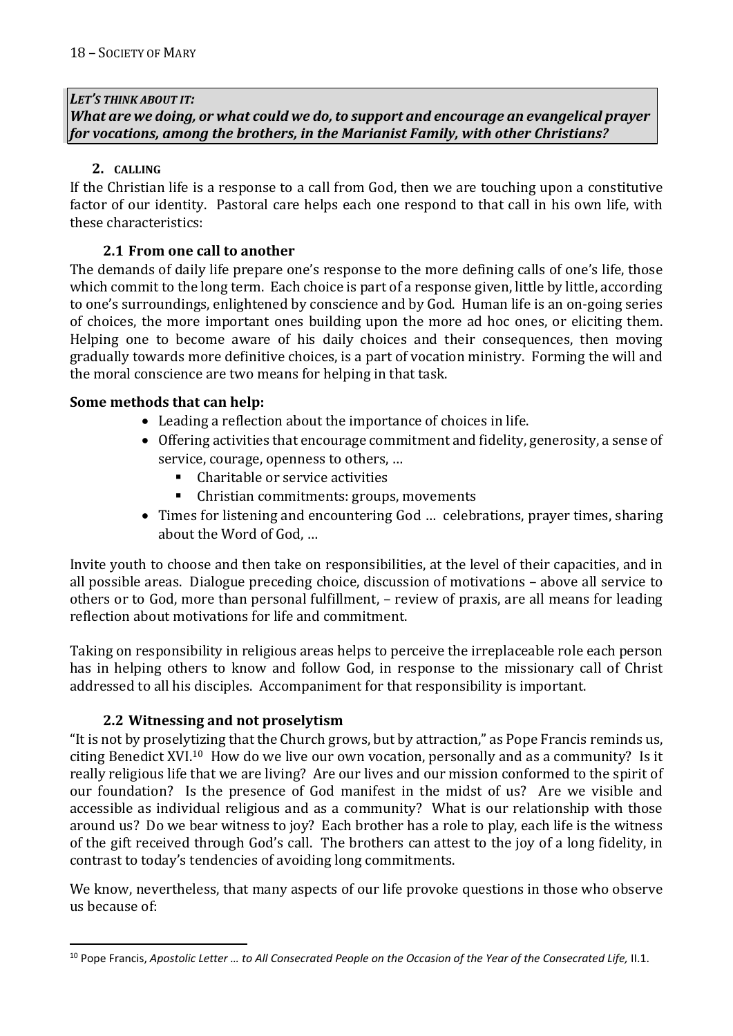***LET'S THINK ABOUT IT:***
***What are we doing, or what could we do, to support and encourage an evangelical prayer for vocations, among the brothers, in the Marianist Family, with other Christians?***

## 2. CALLING

If the Christian life is a response to a call from God, then we are touching upon a constitutive factor of our identity. Pastoral care helps each one respond to that call in his own life, with these characteristics:

### 2.1 From one call to another

The demands of daily life prepare one's response to the more defining calls of one's life, those which commit to the long term. Each choice is part of a response given, little by little, according to one's surroundings, enlightened by conscience and by God. Human life is an on-going series of choices, the more important ones building upon the more ad hoc ones, or eliciting them. Helping one to become aware of his daily choices and their consequences, then moving gradually towards more definitive choices, is a part of vocation ministry. Forming the will and the moral conscience are two means for helping in that task.

**Some methods that can help:**

- Leading a reflection about the importance of choices in life.
- Offering activities that encourage commitment and fidelity, generosity, a sense of service, courage, openness to others, …
  - Charitable or service activities
  - Christian commitments: groups, movements
- Times for listening and encountering God … celebrations, prayer times, sharing about the Word of God, …

Invite youth to choose and then take on responsibilities, at the level of their capacities, and in all possible areas. Dialogue preceding choice, discussion of motivations – above all service to others or to God, more than personal fulfillment, – review of praxis, are all means for leading reflection about motivations for life and commitment.

Taking on responsibility in religious areas helps to perceive the irreplaceable role each person has in helping others to know and follow God, in response to the missionary call of Christ addressed to all his disciples. Accompaniment for that responsibility is important.

### 2.2 Witnessing and not proselytism

"It is not by proselytizing that the Church grows, but by attraction," as Pope Francis reminds us, citing Benedict XVI.[10] How do we live our own vocation, personally and as a community? Is it really religious life that we are living? Are our lives and our mission conformed to the spirit of our foundation? Is the presence of God manifest in the midst of us? Are we visible and accessible as individual religious and as a community? What is our relationship with those around us? Do we bear witness to joy? Each brother has a role to play, each life is the witness of the gift received through God's call. The brothers can attest to the joy of a long fidelity, in contrast to today's tendencies of avoiding long commitments.

We know, nevertheless, that many aspects of our life provoke questions in those who observe us because of:

[10] Pope Francis, *Apostolic Letter … to All Consecrated People on the Occasion of the Year of the Consecrated Life,* II.1.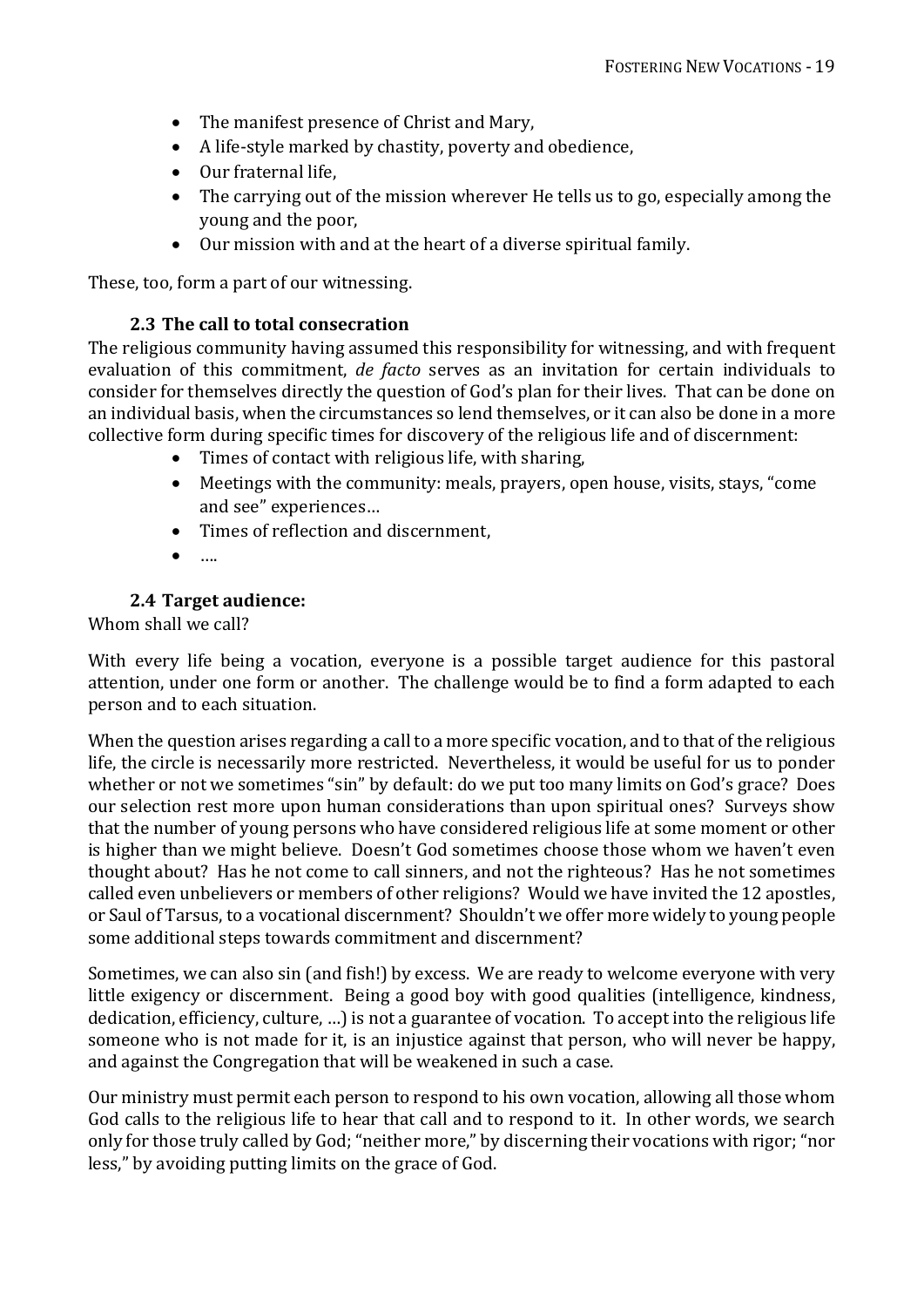- The manifest presence of Christ and Mary,
- A life-style marked by chastity, poverty and obedience,
- Our fraternal life,
- The carrying out of the mission wherever He tells us to go, especially among the young and the poor,
- Our mission with and at the heart of a diverse spiritual family.

These, too, form a part of our witnessing.

### 2.3 The call to total consecration

The religious community having assumed this responsibility for witnessing, and with frequent evaluation of this commitment, *de facto* serves as an invitation for certain individuals to consider for themselves directly the question of God's plan for their lives. That can be done on an individual basis, when the circumstances so lend themselves, or it can also be done in a more collective form during specific times for discovery of the religious life and of discernment:

- Times of contact with religious life, with sharing,
- Meetings with the community: meals, prayers, open house, visits, stays, "come and see" experiences…
- Times of reflection and discernment,
- ….

### 2.4 Target audience:

Whom shall we call?

With every life being a vocation, everyone is a possible target audience for this pastoral attention, under one form or another. The challenge would be to find a form adapted to each person and to each situation.

When the question arises regarding a call to a more specific vocation, and to that of the religious life, the circle is necessarily more restricted. Nevertheless, it would be useful for us to ponder whether or not we sometimes "sin" by default: do we put too many limits on God's grace? Does our selection rest more upon human considerations than upon spiritual ones? Surveys show that the number of young persons who have considered religious life at some moment or other is higher than we might believe. Doesn't God sometimes choose those whom we haven't even thought about? Has he not come to call sinners, and not the righteous? Has he not sometimes called even unbelievers or members of other religions? Would we have invited the 12 apostles, or Saul of Tarsus, to a vocational discernment? Shouldn't we offer more widely to young people some additional steps towards commitment and discernment?

Sometimes, we can also sin (and fish!) by excess. We are ready to welcome everyone with very little exigency or discernment. Being a good boy with good qualities (intelligence, kindness, dedication, efficiency, culture, …) is not a guarantee of vocation. To accept into the religious life someone who is not made for it, is an injustice against that person, who will never be happy, and against the Congregation that will be weakened in such a case.

Our ministry must permit each person to respond to his own vocation, allowing all those whom God calls to the religious life to hear that call and to respond to it. In other words, we search only for those truly called by God; "neither more," by discerning their vocations with rigor; "nor less," by avoiding putting limits on the grace of God.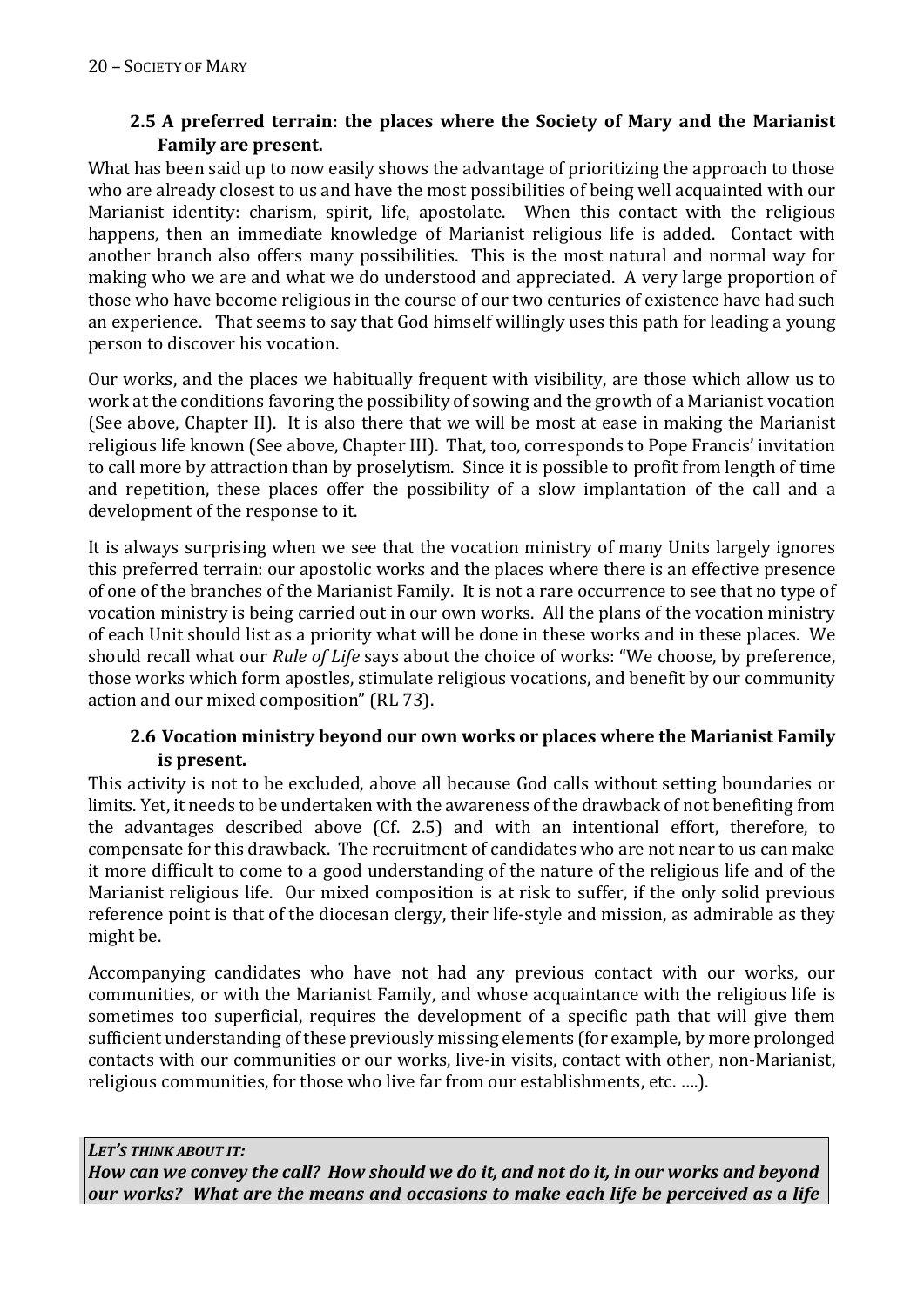### 2.5 A preferred terrain: the places where the Society of Mary and the Marianist Family are present.

What has been said up to now easily shows the advantage of prioritizing the approach to those who are already closest to us and have the most possibilities of being well acquainted with our Marianist identity: charism, spirit, life, apostolate. When this contact with the religious happens, then an immediate knowledge of Marianist religious life is added. Contact with another branch also offers many possibilities. This is the most natural and normal way for making who we are and what we do understood and appreciated. A very large proportion of those who have become religious in the course of our two centuries of existence have had such an experience. That seems to say that God himself willingly uses this path for leading a young person to discover his vocation.

Our works, and the places we habitually frequent with visibility, are those which allow us to work at the conditions favoring the possibility of sowing and the growth of a Marianist vocation (See above, Chapter II). It is also there that we will be most at ease in making the Marianist religious life known (See above, Chapter III). That, too, corresponds to Pope Francis' invitation to call more by attraction than by proselytism. Since it is possible to profit from length of time and repetition, these places offer the possibility of a slow implantation of the call and a development of the response to it.

It is always surprising when we see that the vocation ministry of many Units largely ignores this preferred terrain: our apostolic works and the places where there is an effective presence of one of the branches of the Marianist Family. It is not a rare occurrence to see that no type of vocation ministry is being carried out in our own works. All the plans of the vocation ministry of each Unit should list as a priority what will be done in these works and in these places. We should recall what our *Rule of Life* says about the choice of works: "We choose, by preference, those works which form apostles, stimulate religious vocations, and benefit by our community action and our mixed composition" (RL 73).

### 2.6 Vocation ministry beyond our own works or places where the Marianist Family is present.

This activity is not to be excluded, above all because God calls without setting boundaries or limits. Yet, it needs to be undertaken with the awareness of the drawback of not benefiting from the advantages described above (Cf. 2.5) and with an intentional effort, therefore, to compensate for this drawback. The recruitment of candidates who are not near to us can make it more difficult to come to a good understanding of the nature of the religious life and of the Marianist religious life. Our mixed composition is at risk to suffer, if the only solid previous reference point is that of the diocesan clergy, their life-style and mission, as admirable as they might be.

Accompanying candidates who have not had any previous contact with our works, our communities, or with the Marianist Family, and whose acquaintance with the religious life is sometimes too superficial, requires the development of a specific path that will give them sufficient understanding of these previously missing elements (for example, by more prolonged contacts with our communities or our works, live-in visits, contact with other, non-Marianist, religious communities, for those who live far from our establishments, etc. ….).

***LET'S THINK ABOUT IT:***
***How can we convey the call? How should we do it, and not do it, in our works and beyond our works? What are the means and occasions to make each life be perceived as a life***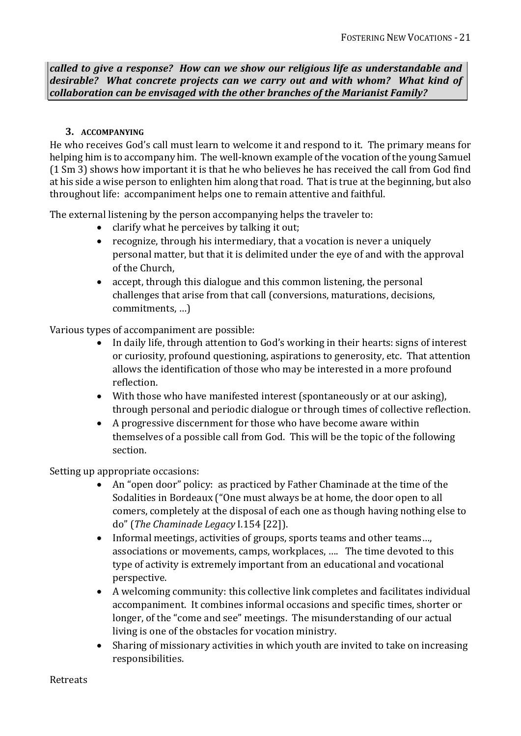***called to give a response? How can we show our religious life as understandable and desirable? What concrete projects can we carry out and with whom? What kind of collaboration can be envisaged with the other branches of the Marianist Family?***

### 3. ACCOMPANYING

He who receives God's call must learn to welcome it and respond to it. The primary means for helping him is to accompany him. The well-known example of the vocation of the young Samuel (1 Sm 3) shows how important it is that he who believes he has received the call from God find at his side a wise person to enlighten him along that road. That is true at the beginning, but also throughout life: accompaniment helps one to remain attentive and faithful.

The external listening by the person accompanying helps the traveler to:

- clarify what he perceives by talking it out;
- recognize, through his intermediary, that a vocation is never a uniquely personal matter, but that it is delimited under the eye of and with the approval of the Church,
- accept, through this dialogue and this common listening, the personal challenges that arise from that call (conversions, maturations, decisions, commitments, …)

Various types of accompaniment are possible:

- In daily life, through attention to God's working in their hearts: signs of interest or curiosity, profound questioning, aspirations to generosity, etc. That attention allows the identification of those who may be interested in a more profound reflection.
- With those who have manifested interest (spontaneously or at our asking), through personal and periodic dialogue or through times of collective reflection.
- A progressive discernment for those who have become aware within themselves of a possible call from God. This will be the topic of the following section.

Setting up appropriate occasions:

- An "open door" policy: as practiced by Father Chaminade at the time of the Sodalities in Bordeaux ("One must always be at home, the door open to all comers, completely at the disposal of each one as though having nothing else to do" (*The Chaminade Legacy* I.154 [22]).
- Informal meetings, activities of groups, sports teams and other teams…, associations or movements, camps, workplaces, …. The time devoted to this type of activity is extremely important from an educational and vocational perspective.
- A welcoming community: this collective link completes and facilitates individual accompaniment. It combines informal occasions and specific times, shorter or longer, of the "come and see" meetings. The misunderstanding of our actual living is one of the obstacles for vocation ministry.
- Sharing of missionary activities in which youth are invited to take on increasing responsibilities.

Retreats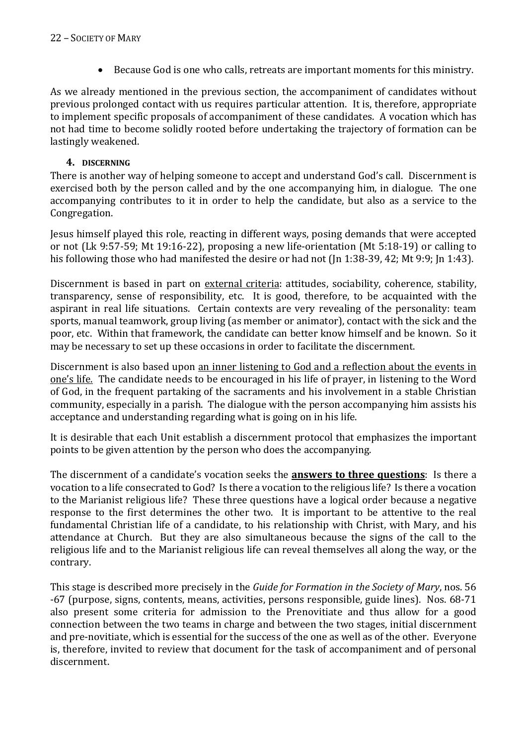- Because God is one who calls, retreats are important moments for this ministry.

As we already mentioned in the previous section, the accompaniment of candidates without previous prolonged contact with us requires particular attention. It is, therefore, appropriate to implement specific proposals of accompaniment of these candidates. A vocation which has not had time to become solidly rooted before undertaking the trajectory of formation can be lastingly weakened.

#### 4. DISCERNING

There is another way of helping someone to accept and understand God's call. Discernment is exercised both by the person called and by the one accompanying him, in dialogue. The one accompanying contributes to it in order to help the candidate, but also as a service to the Congregation.

Jesus himself played this role, reacting in different ways, posing demands that were accepted or not (Lk 9:57-59; Mt 19:16-22), proposing a new life-orientation (Mt 5:18-19) or calling to his following those who had manifested the desire or had not (Jn 1:38-39, 42; Mt 9:9; Jn 1:43).

Discernment is based in part on <u>external criteria</u>: attitudes, sociability, coherence, stability, transparency, sense of responsibility, etc. It is good, therefore, to be acquainted with the aspirant in real life situations. Certain contexts are very revealing of the personality: team sports, manual teamwork, group living (as member or animator), contact with the sick and the poor, etc. Within that framework, the candidate can better know himself and be known. So it may be necessary to set up these occasions in order to facilitate the discernment.

Discernment is also based upon <u>an inner listening to God and a reflection about the events in one's life.</u> The candidate needs to be encouraged in his life of prayer, in listening to the Word of God, in the frequent partaking of the sacraments and his involvement in a stable Christian community, especially in a parish. The dialogue with the person accompanying him assists his acceptance and understanding regarding what is going on in his life.

It is desirable that each Unit establish a discernment protocol that emphasizes the important points to be given attention by the person who does the accompanying.

The discernment of a candidate's vocation seeks the **<u>answers to three questions</u>**: Is there a vocation to a life consecrated to God? Is there a vocation to the religious life? Is there a vocation to the Marianist religious life? These three questions have a logical order because a negative response to the first determines the other two. It is important to be attentive to the real fundamental Christian life of a candidate, to his relationship with Christ, with Mary, and his attendance at Church. But they are also simultaneous because the signs of the call to the religious life and to the Marianist religious life can reveal themselves all along the way, or the contrary.

This stage is described more precisely in the *Guide for Formation in the Society of Mary*, nos. 56 -67 (purpose, signs, contents, means, activities, persons responsible, guide lines). Nos. 68-71 also present some criteria for admission to the Prenovitiate and thus allow for a good connection between the two teams in charge and between the two stages, initial discernment and pre-novitiate, which is essential for the success of the one as well as of the other. Everyone is, therefore, invited to review that document for the task of accompaniment and of personal discernment.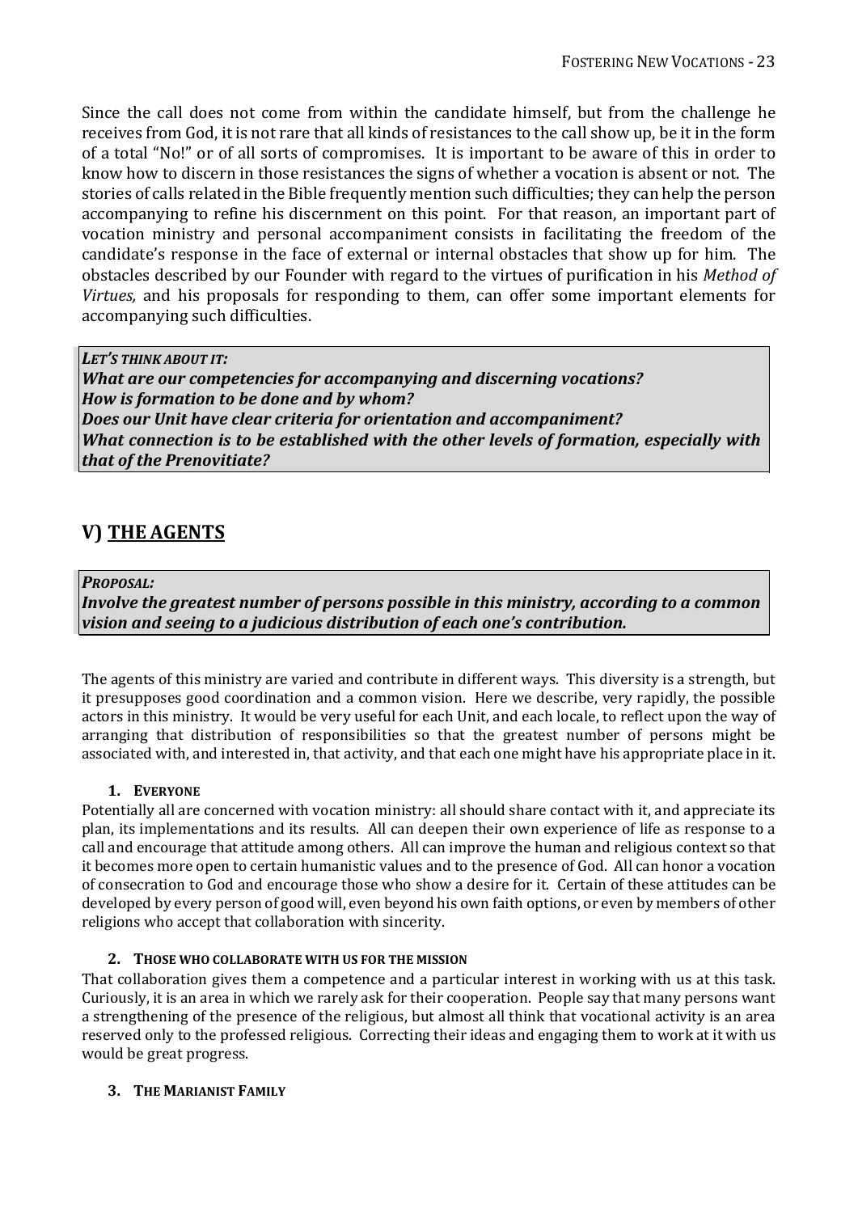Since the call does not come from within the candidate himself, but from the challenge he receives from God, it is not rare that all kinds of resistances to the call show up, be it in the form of a total "No!" or of all sorts of compromises. It is important to be aware of this in order to know how to discern in those resistances the signs of whether a vocation is absent or not. The stories of calls related in the Bible frequently mention such difficulties; they can help the person accompanying to refine his discernment on this point. For that reason, an important part of vocation ministry and personal accompaniment consists in facilitating the freedom of the candidate's response in the face of external or internal obstacles that show up for him. The obstacles described by our Founder with regard to the virtues of purification in his *Method of Virtues,* and his proposals for responding to them, can offer some important elements for accompanying such difficulties.

> ***LET'S THINK ABOUT IT:***
> ***What are our competencies for accompanying and discerning vocations?***
> ***How is formation to be done and by whom?***
> ***Does our Unit have clear criteria for orientation and accompaniment?***
> ***What connection is to be established with the other levels of formation, especially with that of the Prenovitiate?***

## V) THE AGENTS

> ***PROPOSAL:***
> ***Involve the greatest number of persons possible in this ministry, according to a common vision and seeing to a judicious distribution of each one's contribution.***

The agents of this ministry are varied and contribute in different ways. This diversity is a strength, but it presupposes good coordination and a common vision. Here we describe, very rapidly, the possible actors in this ministry. It would be very useful for each Unit, and each locale, to reflect upon the way of arranging that distribution of responsibilities so that the greatest number of persons might be associated with, and interested in, that activity, and that each one might have his appropriate place in it.

### 1. EVERYONE

Potentially all are concerned with vocation ministry: all should share contact with it, and appreciate its plan, its implementations and its results. All can deepen their own experience of life as response to a call and encourage that attitude among others. All can improve the human and religious context so that it becomes more open to certain humanistic values and to the presence of God. All can honor a vocation of consecration to God and encourage those who show a desire for it. Certain of these attitudes can be developed by every person of good will, even beyond his own faith options, or even by members of other religions who accept that collaboration with sincerity.

### 2. THOSE WHO COLLABORATE WITH US FOR THE MISSION

That collaboration gives them a competence and a particular interest in working with us at this task. Curiously, it is an area in which we rarely ask for their cooperation. People say that many persons want a strengthening of the presence of the religious, but almost all think that vocational activity is an area reserved only to the professed religious. Correcting their ideas and engaging them to work at it with us would be great progress.

### 3. THE MARIANIST FAMILY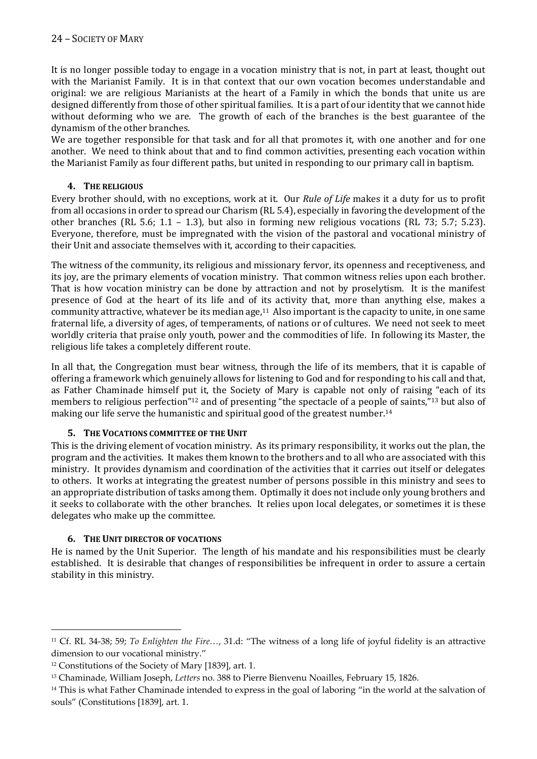It is no longer possible today to engage in a vocation ministry that is not, in part at least, thought out with the Marianist Family. It is in that context that our own vocation becomes understandable and original: we are religious Marianists at the heart of a Family in which the bonds that unite us are designed differently from those of other spiritual families. It is a part of our identity that we cannot hide without deforming who we are. The growth of each of the branches is the best guarantee of the dynamism of the other branches.

We are together responsible for that task and for all that promotes it, with one another and for one another. We need to think about that and to find common activities, presenting each vocation within the Marianist Family as four different paths, but united in responding to our primary call in baptism.

### 4. The religious

Every brother should, with no exceptions, work at it. Our *Rule of Life* makes it a duty for us to profit from all occasions in order to spread our Charism (RL 5.4), especially in favoring the development of the other branches (RL 5.6; 1.1 – 1.3), but also in forming new religious vocations (RL 73; 5.7; 5.23). Everyone, therefore, must be impregnated with the vision of the pastoral and vocational ministry of their Unit and associate themselves with it, according to their capacities.

The witness of the community, its religious and missionary fervor, its openness and receptiveness, and its joy, are the primary elements of vocation ministry. That common witness relies upon each brother. That is how vocation ministry can be done by attraction and not by proselytism. It is the manifest presence of God at the heart of its life and of its activity that, more than anything else, makes a community attractive, whatever be its median age,[11] Also important is the capacity to unite, in one same fraternal life, a diversity of ages, of temperaments, of nations or of cultures. We need not seek to meet worldly criteria that praise only youth, power and the commodities of life. In following its Master, the religious life takes a completely different route.

In all that, the Congregation must bear witness, through the life of its members, that it is capable of offering a framework which genuinely allows for listening to God and for responding to his call and that, as Father Chaminade himself put it, the Society of Mary is capable not only of raising "each of its members to religious perfection"[12] and of presenting "the spectacle of a people of saints,"[13] but also of making our life serve the humanistic and spiritual good of the greatest number.[14]

### 5. The Vocations committee of the Unit

This is the driving element of vocation ministry. As its primary responsibility, it works out the plan, the program and the activities. It makes them known to the brothers and to all who are associated with this ministry. It provides dynamism and coordination of the activities that it carries out itself or delegates to others. It works at integrating the greatest number of persons possible in this ministry and sees to an appropriate distribution of tasks among them. Optimally it does not include only young brothers and it seeks to collaborate with the other branches. It relies upon local delegates, or sometimes it is these delegates who make up the committee.

### 6. The Unit director of vocations

He is named by the Unit Superior. The length of his mandate and his responsibilities must be clearly established. It is desirable that changes of responsibilities be infrequent in order to assure a certain stability in this ministry.

---

[11] Cf. RL 34-38; 59; *To Enlighten the Fire…*, 31.d: "The witness of a long life of joyful fidelity is an attractive dimension to our vocational ministry."

[12] Constitutions of the Society of Mary [1839], art. 1.

[13] Chaminade, William Joseph, *Letters* no. 388 to Pierre Bienvenu Noailles, February 15, 1826.

[14] This is what Father Chaminade intended to express in the goal of laboring "in the world at the salvation of souls" (Constitutions [1839], art. 1.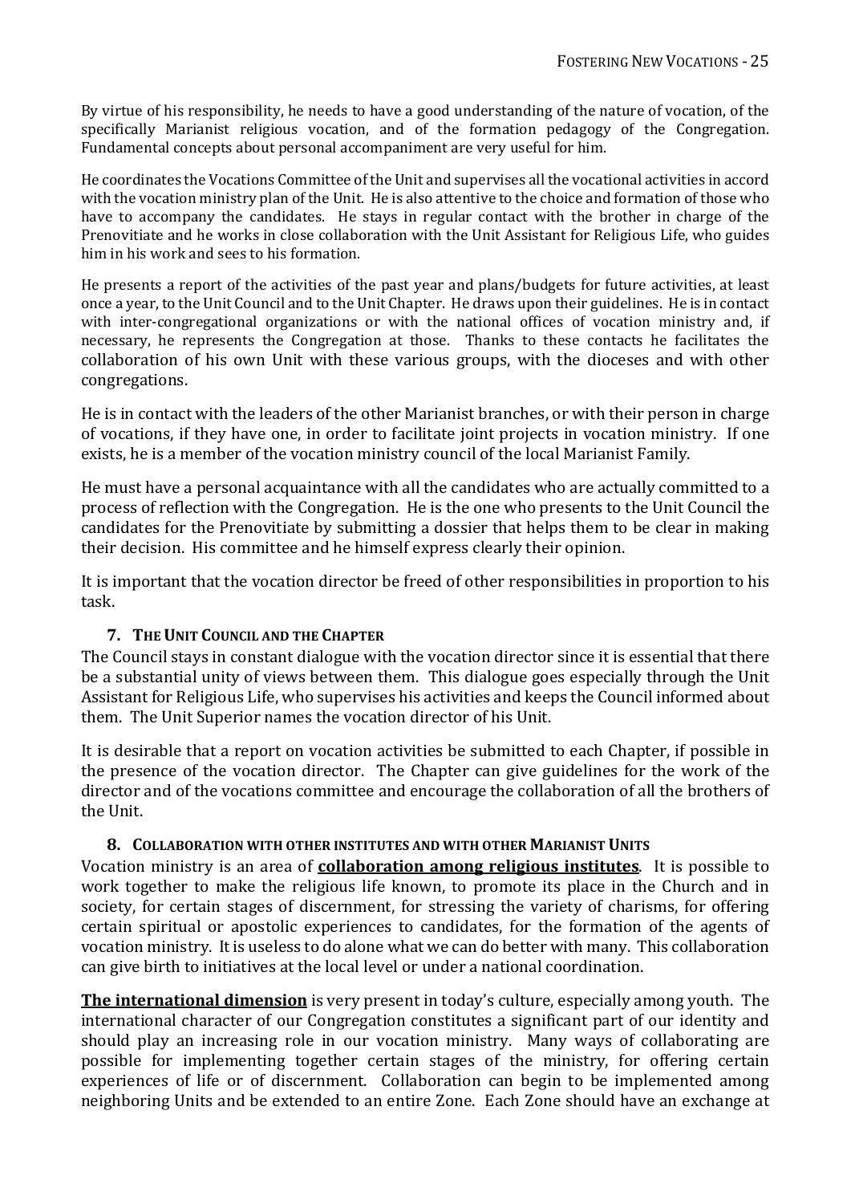By virtue of his responsibility, he needs to have a good understanding of the nature of vocation, of the specifically Marianist religious vocation, and of the formation pedagogy of the Congregation. Fundamental concepts about personal accompaniment are very useful for him.

He coordinates the Vocations Committee of the Unit and supervises all the vocational activities in accord with the vocation ministry plan of the Unit. He is also attentive to the choice and formation of those who have to accompany the candidates. He stays in regular contact with the brother in charge of the Prenovitiate and he works in close collaboration with the Unit Assistant for Religious Life, who guides him in his work and sees to his formation.

He presents a report of the activities of the past year and plans/budgets for future activities, at least once a year, to the Unit Council and to the Unit Chapter. He draws upon their guidelines. He is in contact with inter-congregational organizations or with the national offices of vocation ministry and, if necessary, he represents the Congregation at those. Thanks to these contacts he facilitates the collaboration of his own Unit with these various groups, with the dioceses and with other congregations.

He is in contact with the leaders of the other Marianist branches, or with their person in charge of vocations, if they have one, in order to facilitate joint projects in vocation ministry. If one exists, he is a member of the vocation ministry council of the local Marianist Family.

He must have a personal acquaintance with all the candidates who are actually committed to a process of reflection with the Congregation. He is the one who presents to the Unit Council the candidates for the Prenovitiate by submitting a dossier that helps them to be clear in making their decision. His committee and he himself express clearly their opinion.

It is important that the vocation director be freed of other responsibilities in proportion to his task.

### 7. The Unit Council and the Chapter

The Council stays in constant dialogue with the vocation director since it is essential that there be a substantial unity of views between them. This dialogue goes especially through the Unit Assistant for Religious Life, who supervises his activities and keeps the Council informed about them. The Unit Superior names the vocation director of his Unit.

It is desirable that a report on vocation activities be submitted to each Chapter, if possible in the presence of the vocation director. The Chapter can give guidelines for the work of the director and of the vocations committee and encourage the collaboration of all the brothers of the Unit.

### 8. Collaboration with other institutes and with other Marianist Units

Vocation ministry is an area of **<u>collaboration among religious institutes</u>**. It is possible to work together to make the religious life known, to promote its place in the Church and in society, for certain stages of discernment, for stressing the variety of charisms, for offering certain spiritual or apostolic experiences to candidates, for the formation of the agents of vocation ministry. It is useless to do alone what we can do better with many. This collaboration can give birth to initiatives at the local level or under a national coordination.

**<u>The international dimension</u>** is very present in today's culture, especially among youth. The international character of our Congregation constitutes a significant part of our identity and should play an increasing role in our vocation ministry. Many ways of collaborating are possible for implementing together certain stages of the ministry, for offering certain experiences of life or of discernment. Collaboration can begin to be implemented among neighboring Units and be extended to an entire Zone. Each Zone should have an exchange at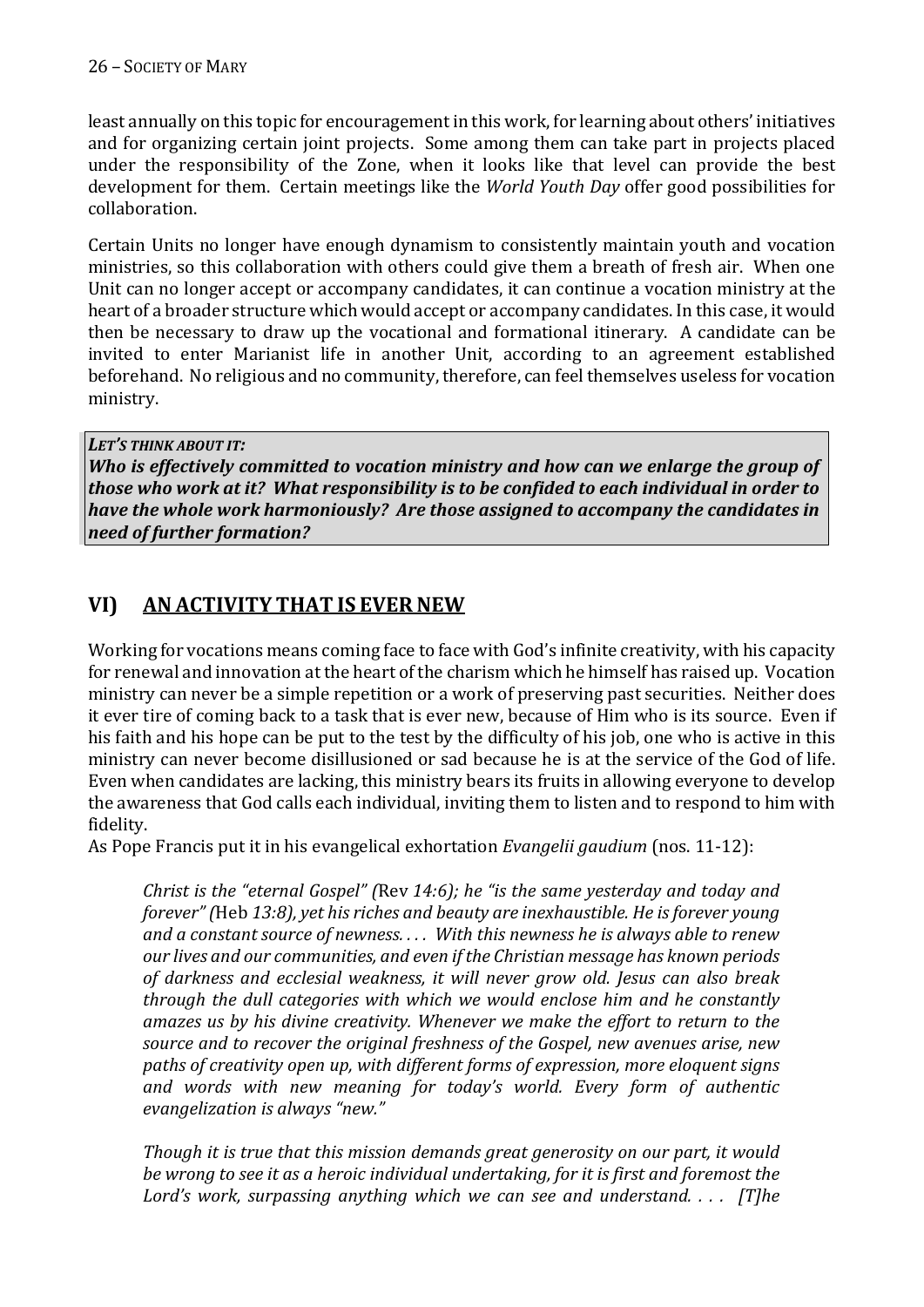least annually on this topic for encouragement in this work, for learning about others' initiatives and for organizing certain joint projects. Some among them can take part in projects placed under the responsibility of the Zone, when it looks like that level can provide the best development for them. Certain meetings like the *World Youth Day* offer good possibilities for collaboration.

Certain Units no longer have enough dynamism to consistently maintain youth and vocation ministries, so this collaboration with others could give them a breath of fresh air. When one Unit can no longer accept or accompany candidates, it can continue a vocation ministry at the heart of a broader structure which would accept or accompany candidates. In this case, it would then be necessary to draw up the vocational and formational itinerary. A candidate can be invited to enter Marianist life in another Unit, according to an agreement established beforehand. No religious and no community, therefore, can feel themselves useless for vocation ministry.

> ***LET'S THINK ABOUT IT:***
> ***Who is effectively committed to vocation ministry and how can we enlarge the group of those who work at it? What responsibility is to be confided to each individual in order to have the whole work harmoniously? Are those assigned to accompany the candidates in need of further formation?***

## VI) AN ACTIVITY THAT IS EVER NEW

Working for vocations means coming face to face with God's infinite creativity, with his capacity for renewal and innovation at the heart of the charism which he himself has raised up. Vocation ministry can never be a simple repetition or a work of preserving past securities. Neither does it ever tire of coming back to a task that is ever new, because of Him who is its source. Even if his faith and his hope can be put to the test by the difficulty of his job, one who is active in this ministry can never become disillusioned or sad because he is at the service of the God of life. Even when candidates are lacking, this ministry bears its fruits in allowing everyone to develop the awareness that God calls each individual, inviting them to listen and to respond to him with fidelity.

As Pope Francis put it in his evangelical exhortation *Evangelii gaudium* (nos. 11-12):

> *Christ is the "eternal Gospel" (*Rev *14:6); he "is the same yesterday and today and forever" (*Heb *13:8), yet his riches and beauty are inexhaustible. He is forever young and a constant source of newness. . . . With this newness he is always able to renew our lives and our communities, and even if the Christian message has known periods of darkness and ecclesial weakness, it will never grow old. Jesus can also break through the dull categories with which we would enclose him and he constantly amazes us by his divine creativity. Whenever we make the effort to return to the source and to recover the original freshness of the Gospel, new avenues arise, new paths of creativity open up, with different forms of expression, more eloquent signs and words with new meaning for today's world. Every form of authentic evangelization is always "new."*
>
> *Though it is true that this mission demands great generosity on our part, it would be wrong to see it as a heroic individual undertaking, for it is first and foremost the Lord's work, surpassing anything which we can see and understand. . . . [T]he*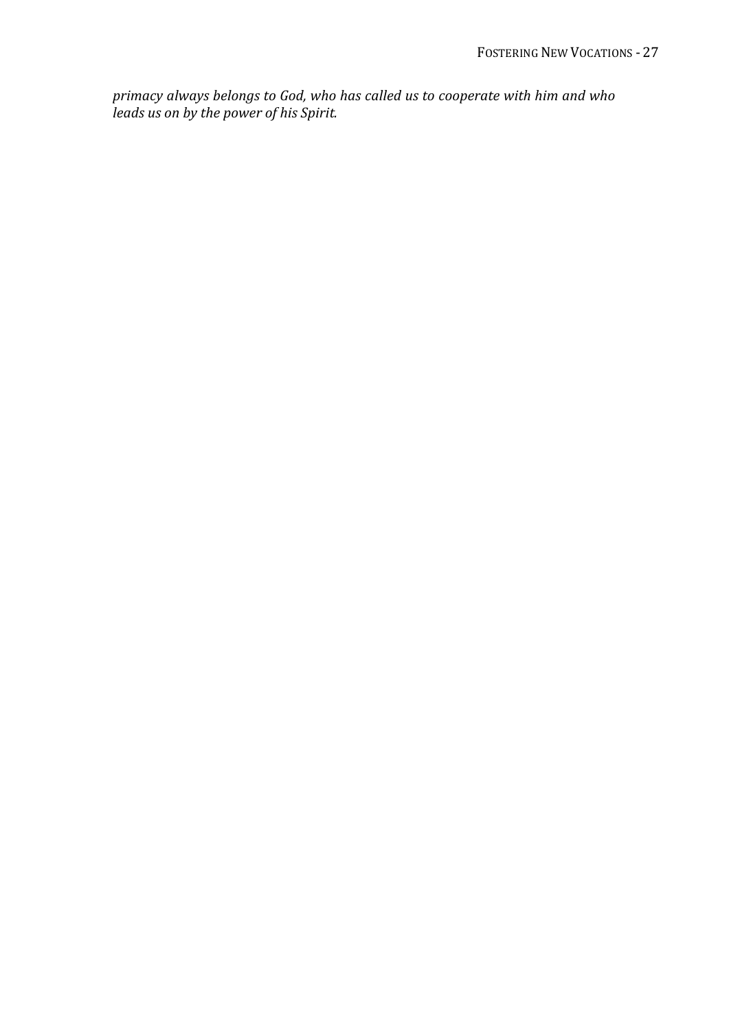*primacy always belongs to God, who has called us to cooperate with him and who leads us on by the power of his Spirit.*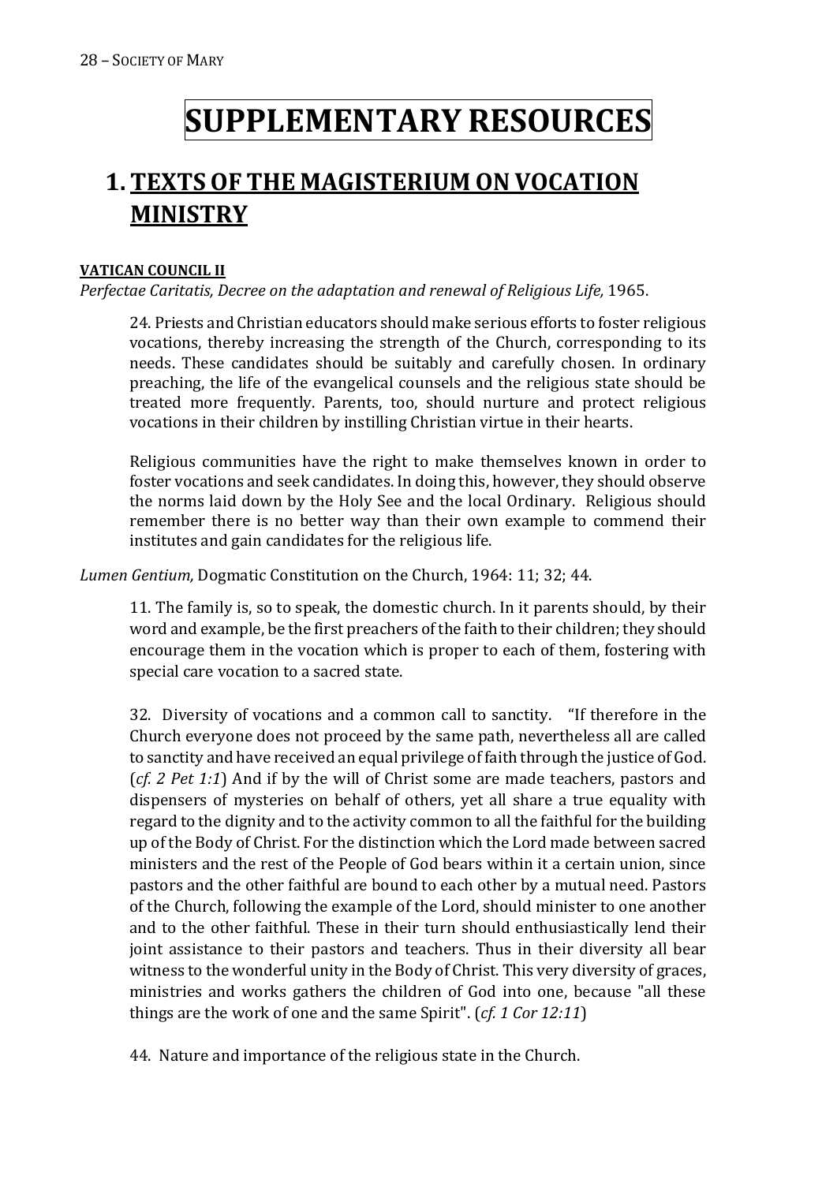# SUPPLEMENTARY RESOURCES

## 1. TEXTS OF THE MAGISTERIUM ON VOCATION MINISTRY

**VATICAN COUNCIL II**

*Perfectae Caritatis, Decree on the adaptation and renewal of Religious Life,* 1965.

> 24. Priests and Christian educators should make serious efforts to foster religious vocations, thereby increasing the strength of the Church, corresponding to its needs. These candidates should be suitably and carefully chosen. In ordinary preaching, the life of the evangelical counsels and the religious state should be treated more frequently. Parents, too, should nurture and protect religious vocations in their children by instilling Christian virtue in their hearts.
>
> Religious communities have the right to make themselves known in order to foster vocations and seek candidates. In doing this, however, they should observe the norms laid down by the Holy See and the local Ordinary. Religious should remember there is no better way than their own example to commend their institutes and gain candidates for the religious life.

*Lumen Gentium,* Dogmatic Constitution on the Church, 1964: 11; 32; 44.

> 11. The family is, so to speak, the domestic church. In it parents should, by their word and example, be the first preachers of the faith to their children; they should encourage them in the vocation which is proper to each of them, fostering with special care vocation to a sacred state.
>
> 32. Diversity of vocations and a common call to sanctity. "If therefore in the Church everyone does not proceed by the same path, nevertheless all are called to sanctity and have received an equal privilege of faith through the justice of God. (*cf. 2 Pet 1:1*) And if by the will of Christ some are made teachers, pastors and dispensers of mysteries on behalf of others, yet all share a true equality with regard to the dignity and to the activity common to all the faithful for the building up of the Body of Christ. For the distinction which the Lord made between sacred ministers and the rest of the People of God bears within it a certain union, since pastors and the other faithful are bound to each other by a mutual need. Pastors of the Church, following the example of the Lord, should minister to one another and to the other faithful. These in their turn should enthusiastically lend their joint assistance to their pastors and teachers. Thus in their diversity all bear witness to the wonderful unity in the Body of Christ. This very diversity of graces, ministries and works gathers the children of God into one, because "all these things are the work of one and the same Spirit". (*cf. 1 Cor 12:11*)
>
> 44. Nature and importance of the religious state in the Church.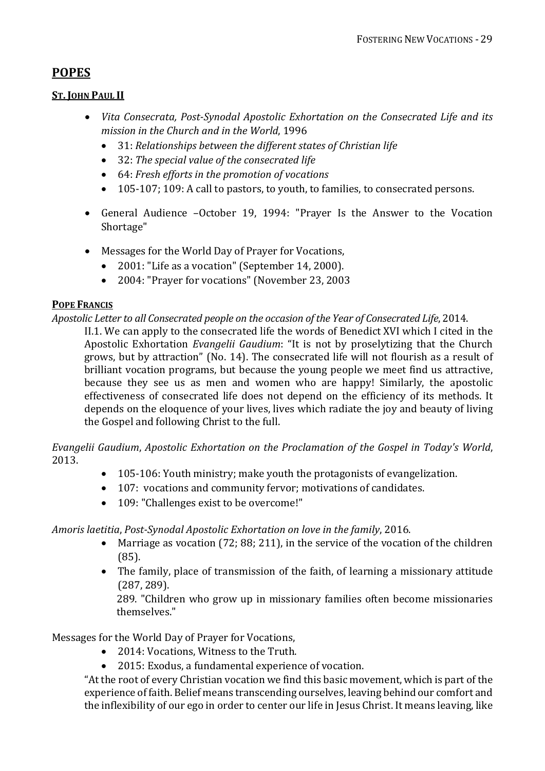## **POPES**

### **ST. JOHN PAUL II**

- *Vita Consecrata, Post-Synodal Apostolic Exhortation on the Consecrated Life and its mission in the Church and in the World*, 1996
    - 31: *Relationships between the different states of Christian life*
    - 32: *The special value of the consecrated life*
    - 64: *Fresh efforts in the promotion of vocations*
    - 105-107; 109: A call to pastors, to youth, to families, to consecrated persons.
- General Audience –October 19, 1994: "Prayer Is the Answer to the Vocation Shortage"
- Messages for the World Day of Prayer for Vocations,
    - 2001: "Life as a vocation" (September 14, 2000).
    - 2004: "Prayer for vocations" (November 23, 2003

### **POPE FRANCIS**

*Apostolic Letter to all Consecrated people on the occasion of the Year of Consecrated Life*, 2014.

> II.1. We can apply to the consecrated life the words of Benedict XVI which I cited in the Apostolic Exhortation *Evangelii Gaudium*: "It is not by proselytizing that the Church grows, but by attraction" (No. 14). The consecrated life will not flourish as a result of brilliant vocation programs, but because the young people we meet find us attractive, because they see us as men and women who are happy! Similarly, the apostolic effectiveness of consecrated life does not depend on the efficiency of its methods. It depends on the eloquence of your lives, lives which radiate the joy and beauty of living the Gospel and following Christ to the full.

*Evangelii Gaudium*, *Apostolic Exhortation on the Proclamation of the Gospel in Today's World*, 2013.

- 105-106: Youth ministry; make youth the protagonists of evangelization.
- 107: vocations and community fervor; motivations of candidates.
- 109: "Challenges exist to be overcome!"

*Amoris laetitia*, *Post-Synodal Apostolic Exhortation on love in the family*, 2016.

- Marriage as vocation (72; 88; 211), in the service of the vocation of the children (85).
- The family, place of transmission of the faith, of learning a missionary attitude (287, 289).
  289. "Children who grow up in missionary families often become missionaries themselves."

Messages for the World Day of Prayer for Vocations,

- 2014: Vocations, Witness to the Truth.
- 2015: Exodus, a fundamental experience of vocation.

> "At the root of every Christian vocation we find this basic movement, which is part of the experience of faith. Belief means transcending ourselves, leaving behind our comfort and the inflexibility of our ego in order to center our life in Jesus Christ. It means leaving, like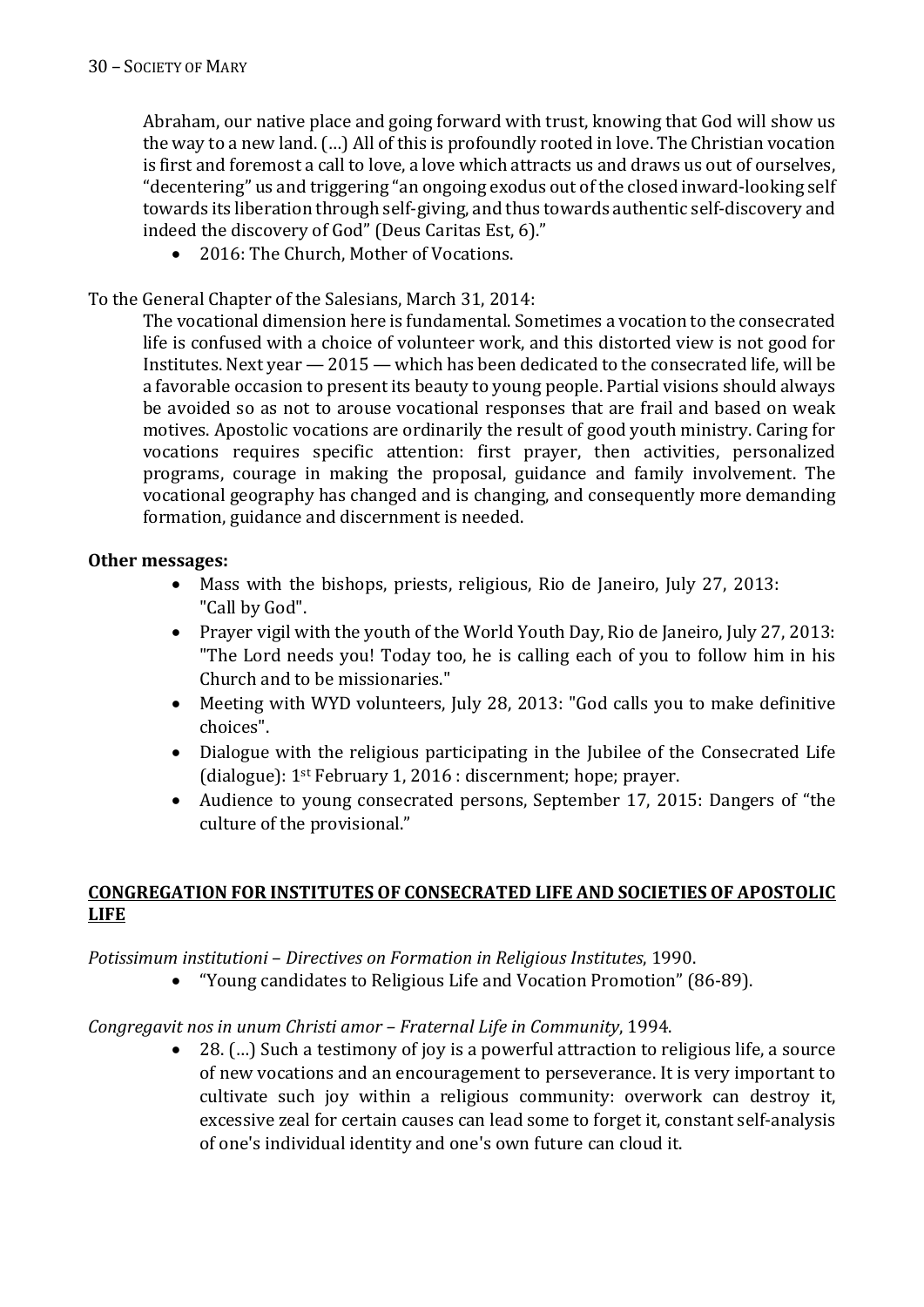Abraham, our native place and going forward with trust, knowing that God will show us the way to a new land. (…) All of this is profoundly rooted in love. The Christian vocation is first and foremost a call to love, a love which attracts us and draws us out of ourselves, "decentering" us and triggering "an ongoing exodus out of the closed inward-looking self towards its liberation through self-giving, and thus towards authentic self-discovery and indeed the discovery of God" (Deus Caritas Est, 6)."

- 2016: The Church, Mother of Vocations.

To the General Chapter of the Salesians, March 31, 2014:

> The vocational dimension here is fundamental. Sometimes a vocation to the consecrated life is confused with a choice of volunteer work, and this distorted view is not good for Institutes. Next year — 2015 — which has been dedicated to the consecrated life, will be a favorable occasion to present its beauty to young people. Partial visions should always be avoided so as not to arouse vocational responses that are frail and based on weak motives. Apostolic vocations are ordinarily the result of good youth ministry. Caring for vocations requires specific attention: first prayer, then activities, personalized programs, courage in making the proposal, guidance and family involvement. The vocational geography has changed and is changing, and consequently more demanding formation, guidance and discernment is needed.

**Other messages:**

- Mass with the bishops, priests, religious, Rio de Janeiro, July 27, 2013: "Call by God".
- Prayer vigil with the youth of the World Youth Day, Rio de Janeiro, July 27, 2013: "The Lord needs you! Today too, he is calling each of you to follow him in his Church and to be missionaries."
- Meeting with WYD volunteers, July 28, 2013: "God calls you to make definitive choices".
- Dialogue with the religious participating in the Jubilee of the Consecrated Life (dialogue): 1st February 1, 2016 : discernment; hope; prayer.
- Audience to young consecrated persons, September 17, 2015: Dangers of "the culture of the provisional."

## CONGREGATION FOR INSTITUTES OF CONSECRATED LIFE AND SOCIETIES OF APOSTOLIC LIFE

*Potissimum institutioni – Directives on Formation in Religious Institutes*, 1990.

- "Young candidates to Religious Life and Vocation Promotion" (86-89).

*Congregavit nos in unum Christi amor – Fraternal Life in Community*, 1994.

- 28. (…) Such a testimony of joy is a powerful attraction to religious life, a source of new vocations and an encouragement to perseverance. It is very important to cultivate such joy within a religious community: overwork can destroy it, excessive zeal for certain causes can lead some to forget it, constant self-analysis of one's individual identity and one's own future can cloud it.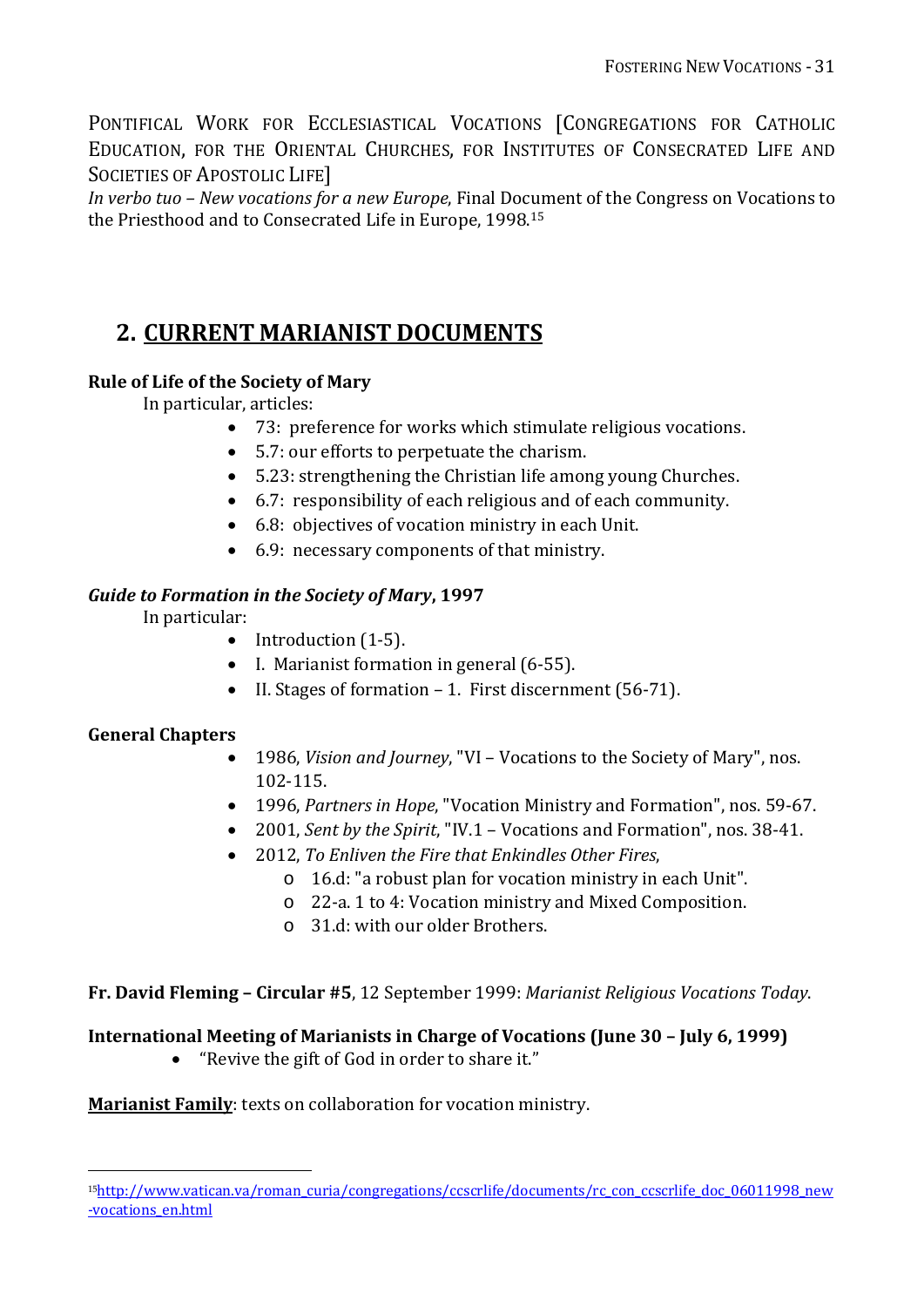PONTIFICAL WORK FOR ECCLESIASTICAL VOCATIONS [CONGREGATIONS FOR CATHOLIC EDUCATION, FOR THE ORIENTAL CHURCHES, FOR INSTITUTES OF CONSECRATED LIFE AND SOCIETIES OF APOSTOLIC LIFE]
*In verbo tuo – New vocations for a new Europe*, Final Document of the Congress on Vocations to the Priesthood and to Consecrated Life in Europe, 1998.[15]

## 2. CURRENT MARIANIST DOCUMENTS

**Rule of Life of the Society of Mary**

In particular, articles:

- 73: preference for works which stimulate religious vocations.
- 5.7: our efforts to perpetuate the charism.
- 5.23: strengthening the Christian life among young Churches.
- 6.7: responsibility of each religious and of each community.
- 6.8: objectives of vocation ministry in each Unit.
- 6.9: necessary components of that ministry.

***Guide to Formation in the Society of Mary*, 1997**

In particular:

- Introduction (1-5).
- I. Marianist formation in general (6-55).
- II. Stages of formation – 1. First discernment (56-71).

**General Chapters**

- 1986, *Vision and Journey*, "VI – Vocations to the Society of Mary", nos. 102-115.
- 1996, *Partners in Hope*, "Vocation Ministry and Formation", nos. 59-67.
- 2001, *Sent by the Spirit*, "IV.1 – Vocations and Formation", nos. 38-41.
- 2012, *To Enliven the Fire that Enkindles Other Fires*,
  - 16.d: "a robust plan for vocation ministry in each Unit".
  - 22-a. 1 to 4: Vocation ministry and Mixed Composition.
  - 31.d: with our older Brothers.

**Fr. David Fleming – Circular #5**, 12 September 1999: *Marianist Religious Vocations Today*.

**International Meeting of Marianists in Charge of Vocations (June 30 – July 6, 1999)**

- "Revive the gift of God in order to share it."

**Marianist Family**: texts on collaboration for vocation ministry.

---

[15] http://www.vatican.va/roman_curia/congregations/ccscrlife/documents/rc_con_ccscrlife_doc_06011998_new-vocations_en.html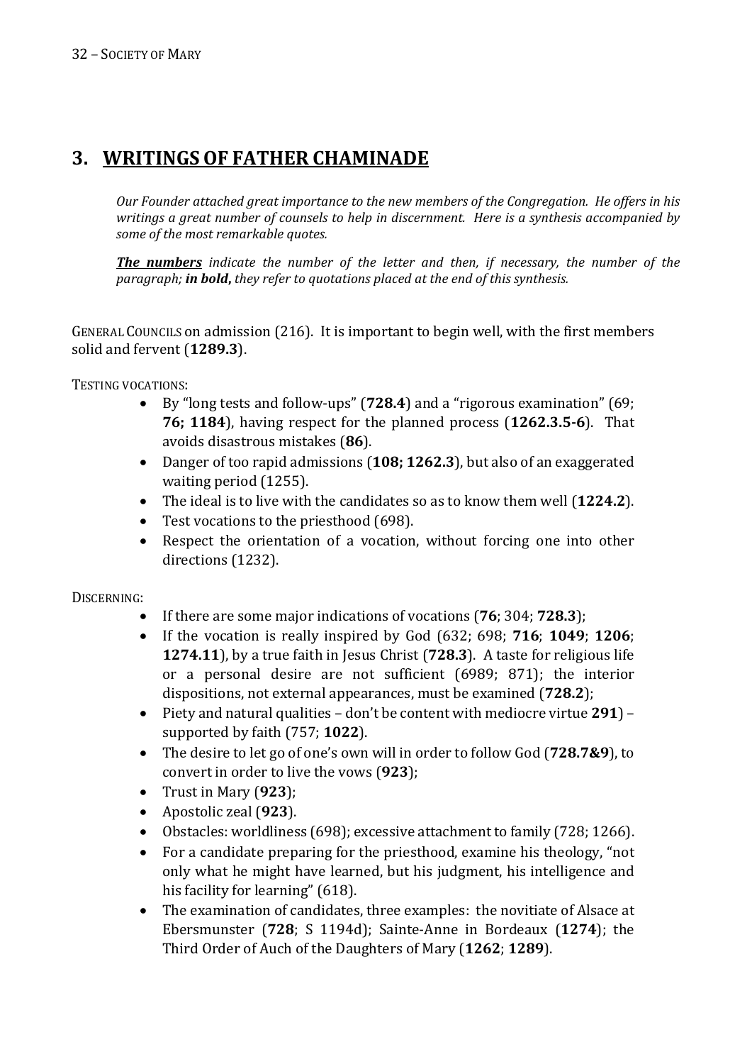## 3. WRITINGS OF FATHER CHAMINADE

*Our Founder attached great importance to the new members of the Congregation. He offers in his writings a great number of counsels to help in discernment. Here is a synthesis accompanied by some of the most remarkable quotes.*

***The numbers*** *indicate the number of the letter and then, if necessary, the number of the paragraph;* ***in bold,*** *they refer to quotations placed at the end of this synthesis.*

GENERAL COUNCILS on admission (216). It is important to begin well, with the first members solid and fervent (**1289.3**).

TESTING VOCATIONS:

- By "long tests and follow-ups" (**728.4**) and a "rigorous examination" (69; **76; 1184**), having respect for the planned process (**1262.3.5-6**). That avoids disastrous mistakes (**86**).
- Danger of too rapid admissions (**108; 1262.3**), but also of an exaggerated waiting period (1255).
- The ideal is to live with the candidates so as to know them well (**1224.2**).
- Test vocations to the priesthood (698).
- Respect the orientation of a vocation, without forcing one into other directions (1232).

DISCERNING:

- If there are some major indications of vocations (**76**; 304; **728.3**);
- If the vocation is really inspired by God (632; 698; **716**; **1049**; **1206**; **1274.11**), by a true faith in Jesus Christ (**728.3**). A taste for religious life or a personal desire are not sufficient (6989; 871); the interior dispositions, not external appearances, must be examined (**728.2**);
- Piety and natural qualities – don't be content with mediocre virtue **291**) – supported by faith (757; **1022**).
- The desire to let go of one's own will in order to follow God (**728.7&9**), to convert in order to live the vows (**923**);
- Trust in Mary (**923**);
- Apostolic zeal (**923**).
- Obstacles: worldliness (698); excessive attachment to family (728; 1266).
- For a candidate preparing for the priesthood, examine his theology, "not only what he might have learned, but his judgment, his intelligence and his facility for learning" (618).
- The examination of candidates, three examples: the novitiate of Alsace at Ebersmunster (**728**; S 1194d); Sainte-Anne in Bordeaux (**1274**); the Third Order of Auch of the Daughters of Mary (**1262**; **1289**).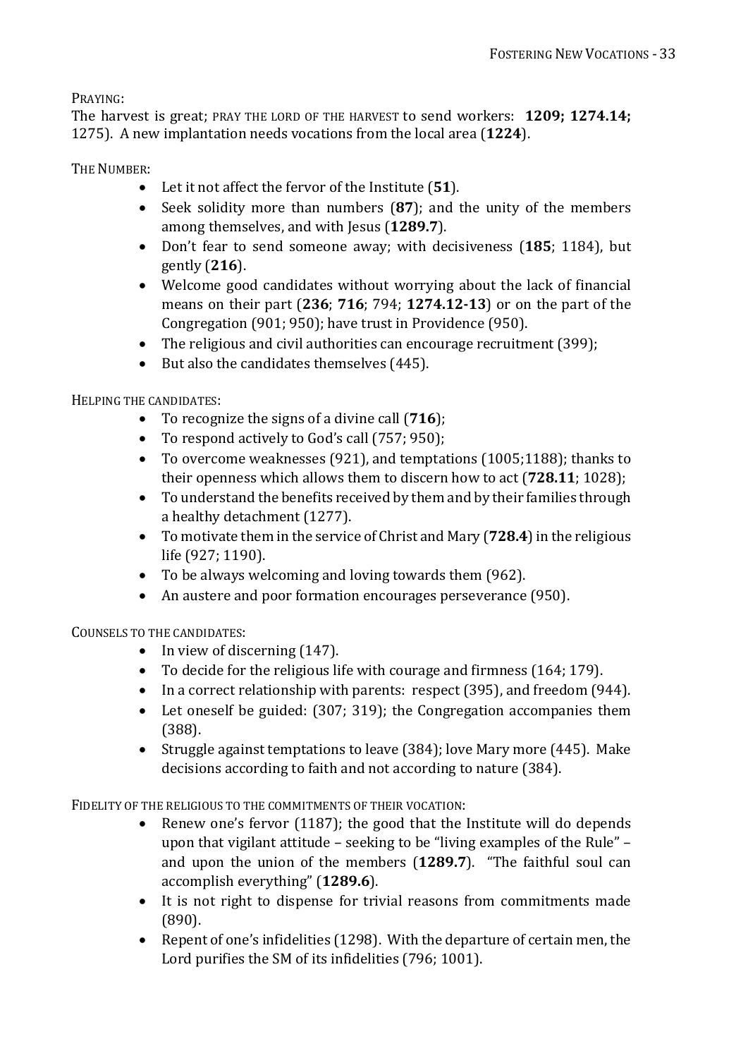PRAYING:

The harvest is great; PRAY THE LORD OF THE HARVEST to send workers: **1209; 1274.14;** 1275). A new implantation needs vocations from the local area (**1224**).

THE NUMBER:

- Let it not affect the fervor of the Institute (**51**).
- Seek solidity more than numbers (**87**); and the unity of the members among themselves, and with Jesus (**1289.7**).
- Don't fear to send someone away; with decisiveness (**185**; 1184), but gently (**216**).
- Welcome good candidates without worrying about the lack of financial means on their part (**236**; **716**; 794; **1274.12-13**) or on the part of the Congregation (901; 950); have trust in Providence (950).
- The religious and civil authorities can encourage recruitment (399);
- But also the candidates themselves (445).

HELPING THE CANDIDATES:

- To recognize the signs of a divine call (**716**);
- To respond actively to God's call (757; 950);
- To overcome weaknesses (921), and temptations (1005;1188); thanks to their openness which allows them to discern how to act (**728.11**; 1028);
- To understand the benefits received by them and by their families through a healthy detachment (1277).
- To motivate them in the service of Christ and Mary (**728.4**) in the religious life (927; 1190).
- To be always welcoming and loving towards them (962).
- An austere and poor formation encourages perseverance (950).

COUNSELS TO THE CANDIDATES:

- In view of discerning (147).
- To decide for the religious life with courage and firmness (164; 179).
- In a correct relationship with parents: respect (395), and freedom (944).
- Let oneself be guided: (307; 319); the Congregation accompanies them (388).
- Struggle against temptations to leave (384); love Mary more (445). Make decisions according to faith and not according to nature (384).

FIDELITY OF THE RELIGIOUS TO THE COMMITMENTS OF THEIR VOCATION:

- Renew one's fervor (1187); the good that the Institute will do depends upon that vigilant attitude – seeking to be "living examples of the Rule" – and upon the union of the members (**1289.7**). "The faithful soul can accomplish everything" (**1289.6**).
- It is not right to dispense for trivial reasons from commitments made (890).
- Repent of one's infidelities (1298). With the departure of certain men, the Lord purifies the SM of its infidelities (796; 1001).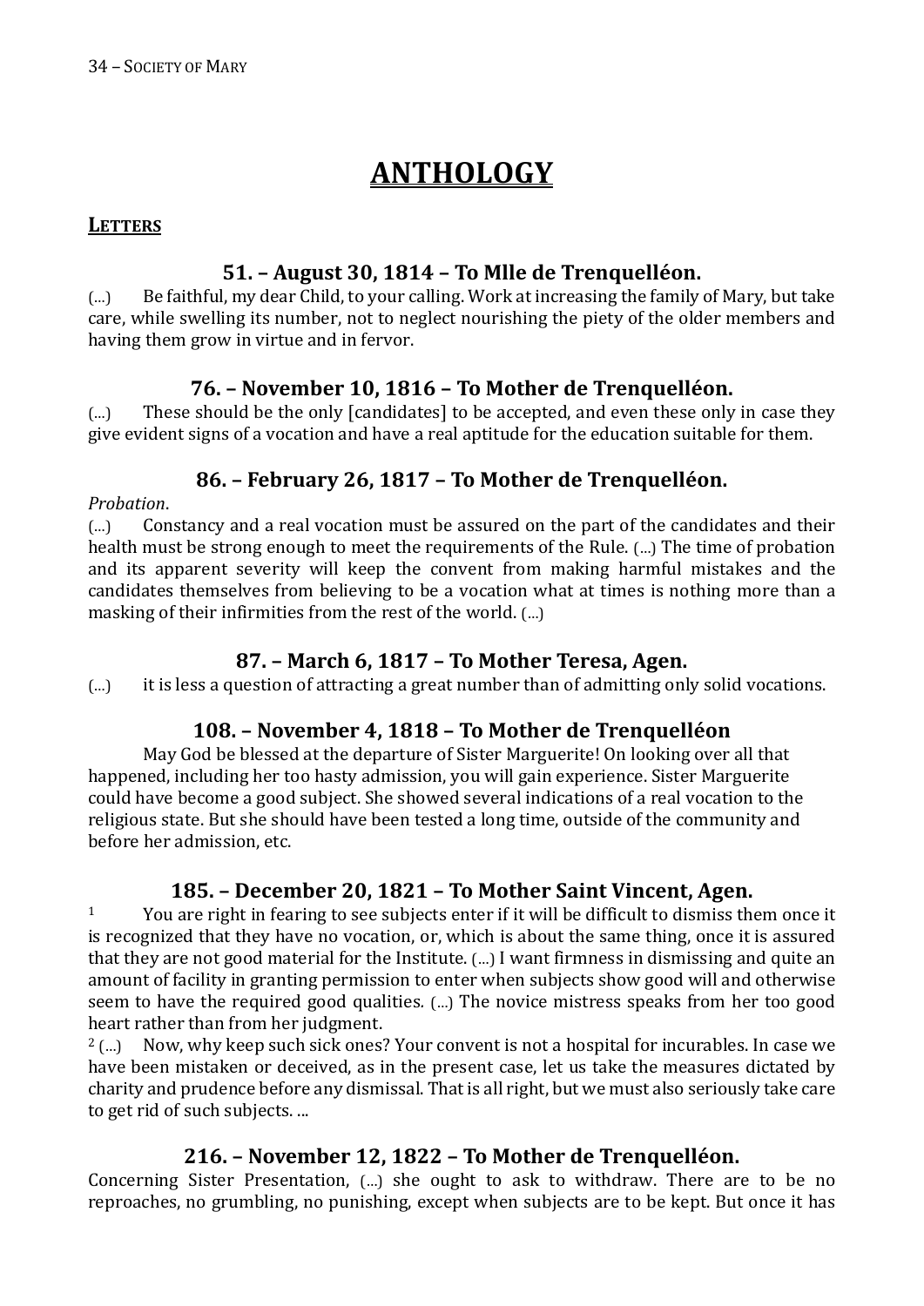# ANTHOLOGY

## Letters

### 51. – August 30, 1814 – To Mlle de Trenquelléon.

(...) Be faithful, my dear Child, to your calling. Work at increasing the family of Mary, but take care, while swelling its number, not to neglect nourishing the piety of the older members and having them grow in virtue and in fervor.

### 76. – November 10, 1816 – To Mother de Trenquelléon.

(...) These should be the only [candidates] to be accepted, and even these only in case they give evident signs of a vocation and have a real aptitude for the education suitable for them.

### 86. – February 26, 1817 – To Mother de Trenquelléon.

*Probation*.

(...) Constancy and a real vocation must be assured on the part of the candidates and their health must be strong enough to meet the requirements of the Rule. (...) The time of probation and its apparent severity will keep the convent from making harmful mistakes and the candidates themselves from believing to be a vocation what at times is nothing more than a masking of their infirmities from the rest of the world. (...)

### 87. – March 6, 1817 – To Mother Teresa, Agen.

(...) it is less a question of attracting a great number than of admitting only solid vocations.

### 108. – November 4, 1818 – To Mother de Trenquelléon

May God be blessed at the departure of Sister Marguerite! On looking over all that happened, including her too hasty admission, you will gain experience. Sister Marguerite could have become a good subject. She showed several indications of a real vocation to the religious state. But she should have been tested a long time, outside of the community and before her admission, etc.

### 185. – December 20, 1821 – To Mother Saint Vincent, Agen.

[1] You are right in fearing to see subjects enter if it will be difficult to dismiss them once it is recognized that they have no vocation, or, which is about the same thing, once it is assured that they are not good material for the Institute. (...) I want firmness in dismissing and quite an amount of facility in granting permission to enter when subjects show good will and otherwise seem to have the required good qualities. (...) The novice mistress speaks from her too good heart rather than from her judgment.

[2] (...) Now, why keep such sick ones? Your convent is not a hospital for incurables. In case we have been mistaken or deceived, as in the present case, let us take the measures dictated by charity and prudence before any dismissal. That is all right, but we must also seriously take care to get rid of such subjects. ...

### 216. – November 12, 1822 – To Mother de Trenquelléon.

Concerning Sister Presentation, (...) she ought to ask to withdraw. There are to be no reproaches, no grumbling, no punishing, except when subjects are to be kept. But once it has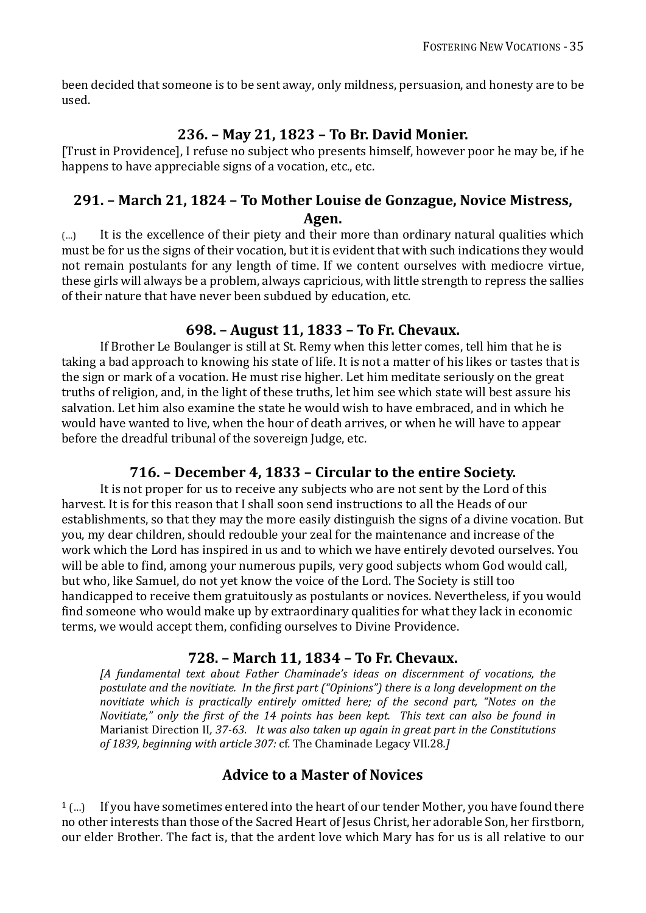been decided that someone is to be sent away, only mildness, persuasion, and honesty are to be used.

### 236. – May 21, 1823 – To Br. David Monier.

[Trust in Providence], I refuse no subject who presents himself, however poor he may be, if he happens to have appreciable signs of a vocation, etc., etc.

### 291. – March 21, 1824 – To Mother Louise de Gonzague, Novice Mistress, Agen.

(...) It is the excellence of their piety and their more than ordinary natural qualities which must be for us the signs of their vocation, but it is evident that with such indications they would not remain postulants for any length of time. If we content ourselves with mediocre virtue, these girls will always be a problem, always capricious, with little strength to repress the sallies of their nature that have never been subdued by education, etc.

### 698. – August 11, 1833 – To Fr. Chevaux.

If Brother Le Boulanger is still at St. Remy when this letter comes, tell him that he is taking a bad approach to knowing his state of life. It is not a matter of his likes or tastes that is the sign or mark of a vocation. He must rise higher. Let him meditate seriously on the great truths of religion, and, in the light of these truths, let him see which state will best assure his salvation. Let him also examine the state he would wish to have embraced, and in which he would have wanted to live, when the hour of death arrives, or when he will have to appear before the dreadful tribunal of the sovereign Judge, etc.

### 716. – December 4, 1833 – Circular to the entire Society.

It is not proper for us to receive any subjects who are not sent by the Lord of this harvest. It is for this reason that I shall soon send instructions to all the Heads of our establishments, so that they may the more easily distinguish the signs of a divine vocation. But you, my dear children, should redouble your zeal for the maintenance and increase of the work which the Lord has inspired in us and to which we have entirely devoted ourselves. You will be able to find, among your numerous pupils, very good subjects whom God would call, but who, like Samuel, do not yet know the voice of the Lord. The Society is still too handicapped to receive them gratuitously as postulants or novices. Nevertheless, if you would find someone who would make up by extraordinary qualities for what they lack in economic terms, we would accept them, confiding ourselves to Divine Providence.

### 728. – March 11, 1834 – To Fr. Chevaux.

*[A fundamental text about Father Chaminade's ideas on discernment of vocations, the postulate and the novitiate. In the first part ("Opinions") there is a long development on the novitiate which is practically entirely omitted here; of the second part, "Notes on the Novitiate," only the first of the 14 points has been kept. This text can also be found in* Marianist Direction II, *37-63. It was also taken up again in great part in the Constitutions of 1839, beginning with article 307:* cf. The Chaminade Legacy VII.28.*]*

### Advice to a Master of Novices

[1] (...) If you have sometimes entered into the heart of our tender Mother, you have found there no other interests than those of the Sacred Heart of Jesus Christ, her adorable Son, her firstborn, our elder Brother. The fact is, that the ardent love which Mary has for us is all relative to our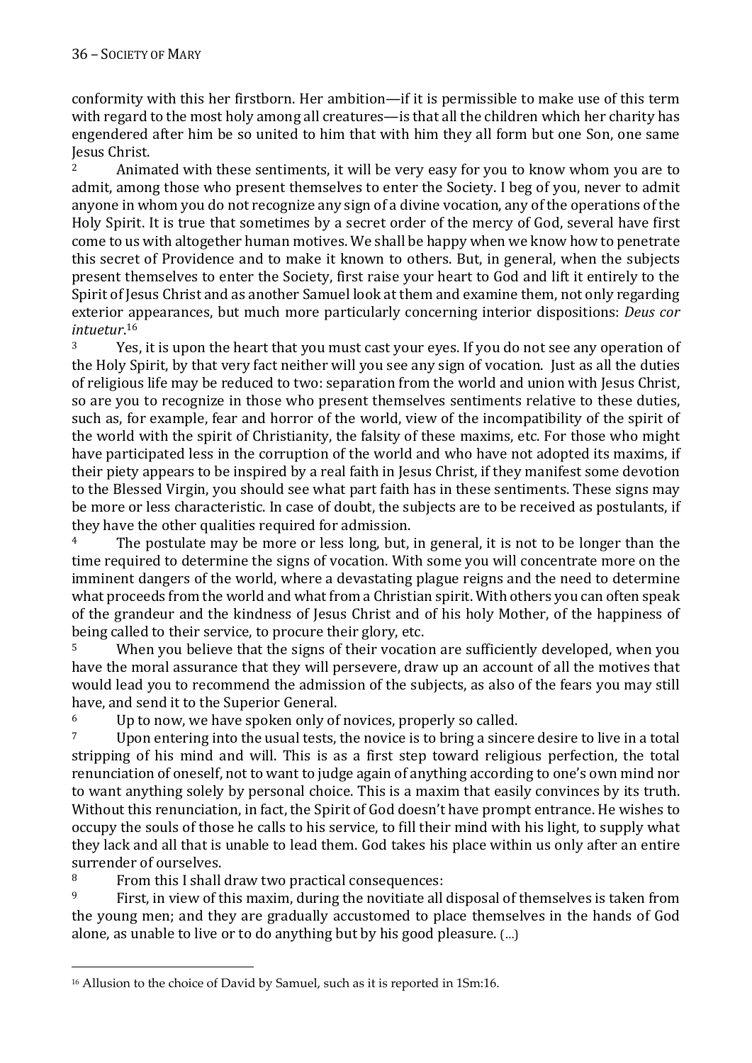conformity with this her firstborn. Her ambition—if it is permissible to make use of this term with regard to the most holy among all creatures—is that all the children which her charity has engendered after him be so united to him that with him they all form but one Son, one same Jesus Christ.

[2] Animated with these sentiments, it will be very easy for you to know whom you are to admit, among those who present themselves to enter the Society. I beg of you, never to admit anyone in whom you do not recognize any sign of a divine vocation, any of the operations of the Holy Spirit. It is true that sometimes by a secret order of the mercy of God, several have first come to us with altogether human motives. We shall be happy when we know how to penetrate this secret of Providence and to make it known to others. But, in general, when the subjects present themselves to enter the Society, first raise your heart to God and lift it entirely to the Spirit of Jesus Christ and as another Samuel look at them and examine them, not only regarding exterior appearances, but much more particularly concerning interior dispositions: *Deus cor intuetur*.[16]

[3] Yes, it is upon the heart that you must cast your eyes. If you do not see any operation of the Holy Spirit, by that very fact neither will you see any sign of vocation. Just as all the duties of religious life may be reduced to two: separation from the world and union with Jesus Christ, so are you to recognize in those who present themselves sentiments relative to these duties, such as, for example, fear and horror of the world, view of the incompatibility of the spirit of the world with the spirit of Christianity, the falsity of these maxims, etc. For those who might have participated less in the corruption of the world and who have not adopted its maxims, if their piety appears to be inspired by a real faith in Jesus Christ, if they manifest some devotion to the Blessed Virgin, you should see what part faith has in these sentiments. These signs may be more or less characteristic. In case of doubt, the subjects are to be received as postulants, if they have the other qualities required for admission.

[4] The postulate may be more or less long, but, in general, it is not to be longer than the time required to determine the signs of vocation. With some you will concentrate more on the imminent dangers of the world, where a devastating plague reigns and the need to determine what proceeds from the world and what from a Christian spirit. With others you can often speak of the grandeur and the kindness of Jesus Christ and of his holy Mother, of the happiness of being called to their service, to procure their glory, etc.

[5] When you believe that the signs of their vocation are sufficiently developed, when you have the moral assurance that they will persevere, draw up an account of all the motives that would lead you to recommend the admission of the subjects, as also of the fears you may still have, and send it to the Superior General.

[6] Up to now, we have spoken only of novices, properly so called.

[7] Upon entering into the usual tests, the novice is to bring a sincere desire to live in a total stripping of his mind and will. This is as a first step toward religious perfection, the total renunciation of oneself, not to want to judge again of anything according to one's own mind nor to want anything solely by personal choice. This is a maxim that easily convinces by its truth. Without this renunciation, in fact, the Spirit of God doesn't have prompt entrance. He wishes to occupy the souls of those he calls to his service, to fill their mind with his light, to supply what they lack and all that is unable to lead them. God takes his place within us only after an entire surrender of ourselves.

[8] From this I shall draw two practical consequences:

[9] First, in view of this maxim, during the novitiate all disposal of themselves is taken from the young men; and they are gradually accustomed to place themselves in the hands of God alone, as unable to live or to do anything but by his good pleasure. (...)

---

[16] Allusion to the choice of David by Samuel, such as it is reported in 1Sm:16.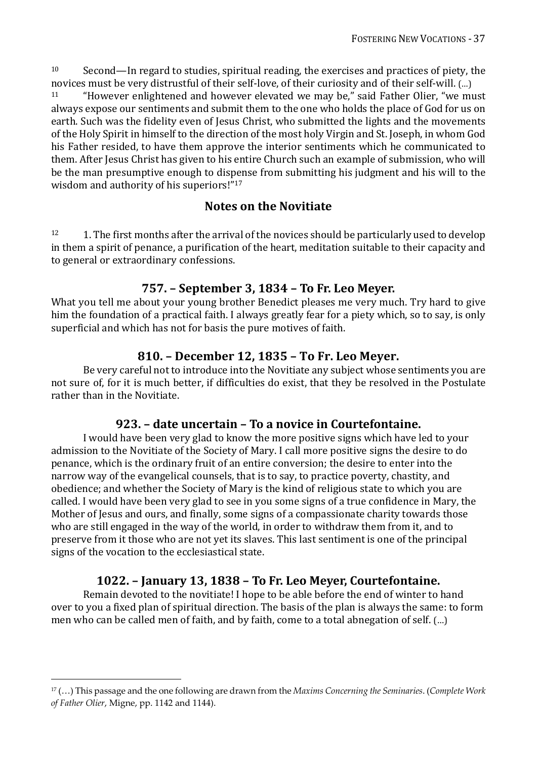[10] Second—In regard to studies, spiritual reading, the exercises and practices of piety, the novices must be very distrustful of their self-love, of their curiosity and of their self-will. (...)

[11] "However enlightened and however elevated we may be," said Father Olier, "we must always expose our sentiments and submit them to the one who holds the place of God for us on earth. Such was the fidelity even of Jesus Christ, who submitted the lights and the movements of the Holy Spirit in himself to the direction of the most holy Virgin and St. Joseph, in whom God his Father resided, to have them approve the interior sentiments which he communicated to them. After Jesus Christ has given to his entire Church such an example of submission, who will be the man presumptive enough to dispense from submitting his judgment and his will to the wisdom and authority of his superiors!"[17]

## Notes on the Novitiate

[12] 1. The first months after the arrival of the novices should be particularly used to develop in them a spirit of penance, a purification of the heart, meditation suitable to their capacity and to general or extraordinary confessions.

## 757. – September 3, 1834 – To Fr. Leo Meyer.

What you tell me about your young brother Benedict pleases me very much. Try hard to give him the foundation of a practical faith. I always greatly fear for a piety which, so to say, is only superficial and which has not for basis the pure motives of faith.

## 810. – December 12, 1835 – To Fr. Leo Meyer.

Be very careful not to introduce into the Novitiate any subject whose sentiments you are not sure of, for it is much better, if difficulties do exist, that they be resolved in the Postulate rather than in the Novitiate.

## 923. – date uncertain – To a novice in Courtefontaine.

I would have been very glad to know the more positive signs which have led to your admission to the Novitiate of the Society of Mary. I call more positive signs the desire to do penance, which is the ordinary fruit of an entire conversion; the desire to enter into the narrow way of the evangelical counsels, that is to say, to practice poverty, chastity, and obedience; and whether the Society of Mary is the kind of religious state to which you are called. I would have been very glad to see in you some signs of a true confidence in Mary, the Mother of Jesus and ours, and finally, some signs of a compassionate charity towards those who are still engaged in the way of the world, in order to withdraw them from it, and to preserve from it those who are not yet its slaves. This last sentiment is one of the principal signs of the vocation to the ecclesiastical state.

## 1022. – January 13, 1838 – To Fr. Leo Meyer, Courtefontaine.

Remain devoted to the novitiate! I hope to be able before the end of winter to hand over to you a fixed plan of spiritual direction. The basis of the plan is always the same: to form men who can be called men of faith, and by faith, come to a total abnegation of self. (...)

---

[17] (…) This passage and the one following are drawn from the *Maxims Concerning the Seminaries*. (*Complete Work of Father Olier*, Migne, pp. 1142 and 1144).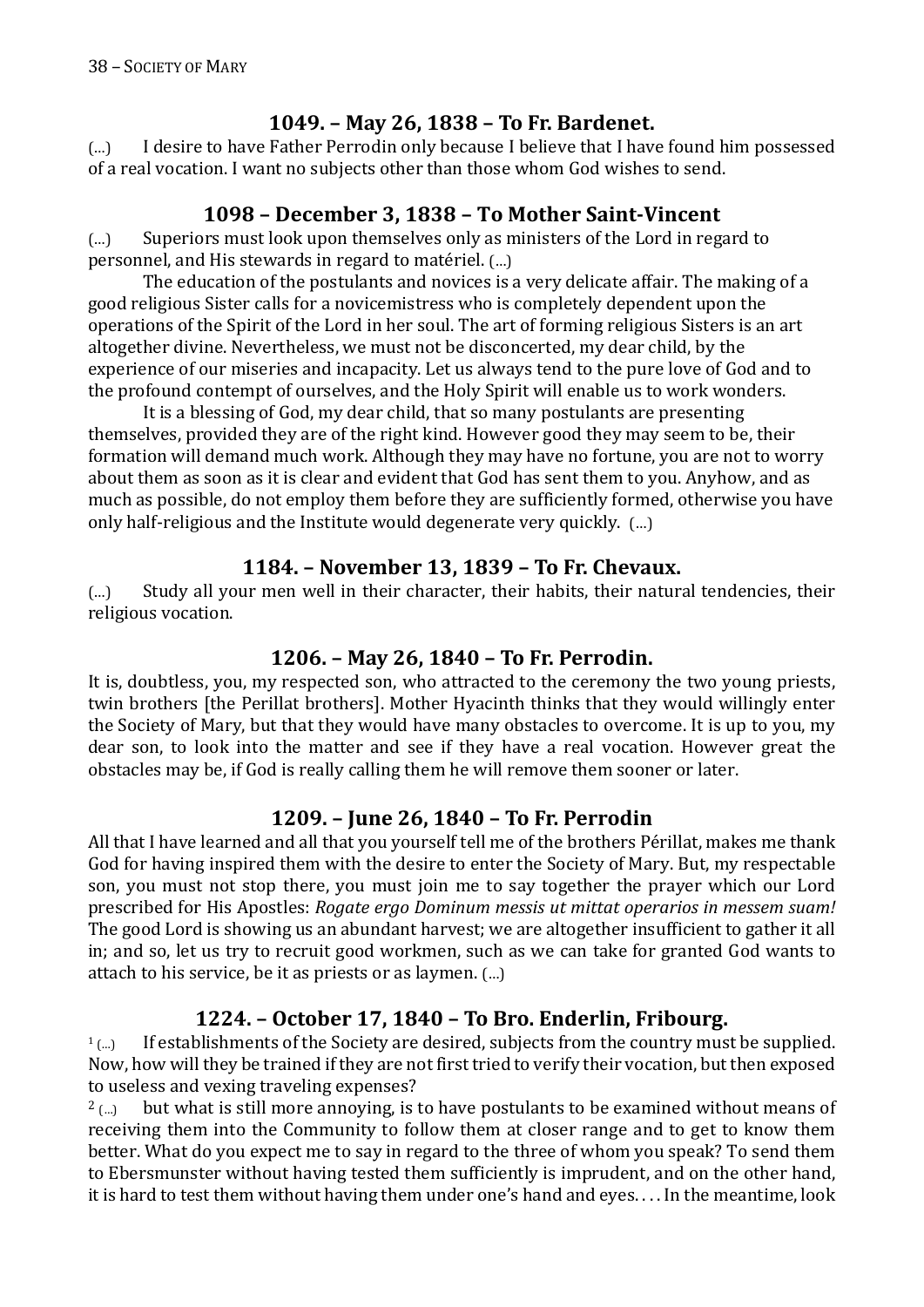## 1049. – May 26, 1838 – To Fr. Bardenet.

(...) I desire to have Father Perrodin only because I believe that I have found him possessed of a real vocation. I want no subjects other than those whom God wishes to send.

## 1098 – December 3, 1838 – To Mother Saint-Vincent

(...) Superiors must look upon themselves only as ministers of the Lord in regard to personnel, and His stewards in regard to matériel. (...)

The education of the postulants and novices is a very delicate affair. The making of a good religious Sister calls for a novicemistress who is completely dependent upon the operations of the Spirit of the Lord in her soul. The art of forming religious Sisters is an art altogether divine. Nevertheless, we must not be disconcerted, my dear child, by the experience of our miseries and incapacity. Let us always tend to the pure love of God and to the profound contempt of ourselves, and the Holy Spirit will enable us to work wonders.

It is a blessing of God, my dear child, that so many postulants are presenting themselves, provided they are of the right kind. However good they may seem to be, their formation will demand much work. Although they may have no fortune, you are not to worry about them as soon as it is clear and evident that God has sent them to you. Anyhow, and as much as possible, do not employ them before they are sufficiently formed, otherwise you have only half-religious and the Institute would degenerate very quickly. (...)

## 1184. – November 13, 1839 – To Fr. Chevaux.

(...) Study all your men well in their character, their habits, their natural tendencies, their religious vocation.

## 1206. – May 26, 1840 – To Fr. Perrodin.

It is, doubtless, you, my respected son, who attracted to the ceremony the two young priests, twin brothers [the Perillat brothers]. Mother Hyacinth thinks that they would willingly enter the Society of Mary, but that they would have many obstacles to overcome. It is up to you, my dear son, to look into the matter and see if they have a real vocation. However great the obstacles may be, if God is really calling them he will remove them sooner or later.

## 1209. – June 26, 1840 – To Fr. Perrodin

All that I have learned and all that you yourself tell me of the brothers Périllat, makes me thank God for having inspired them with the desire to enter the Society of Mary. But, my respectable son, you must not stop there, you must join me to say together the prayer which our Lord prescribed for His Apostles: *Rogate ergo Dominum messis ut mittat operarios in messem suam!* The good Lord is showing us an abundant harvest; we are altogether insufficient to gather it all in; and so, let us try to recruit good workmen, such as we can take for granted God wants to attach to his service, be it as priests or as laymen. (...)

## 1224. – October 17, 1840 – To Bro. Enderlin, Fribourg.

[1] (...) If establishments of the Society are desired, subjects from the country must be supplied. Now, how will they be trained if they are not first tried to verify their vocation, but then exposed to useless and vexing traveling expenses?

[2] (...) but what is still more annoying, is to have postulants to be examined without means of receiving them into the Community to follow them at closer range and to get to know them better. What do you expect me to say in regard to the three of whom you speak? To send them to Ebersmunster without having tested them sufficiently is imprudent, and on the other hand, it is hard to test them without having them under one's hand and eyes. . . . In the meantime, look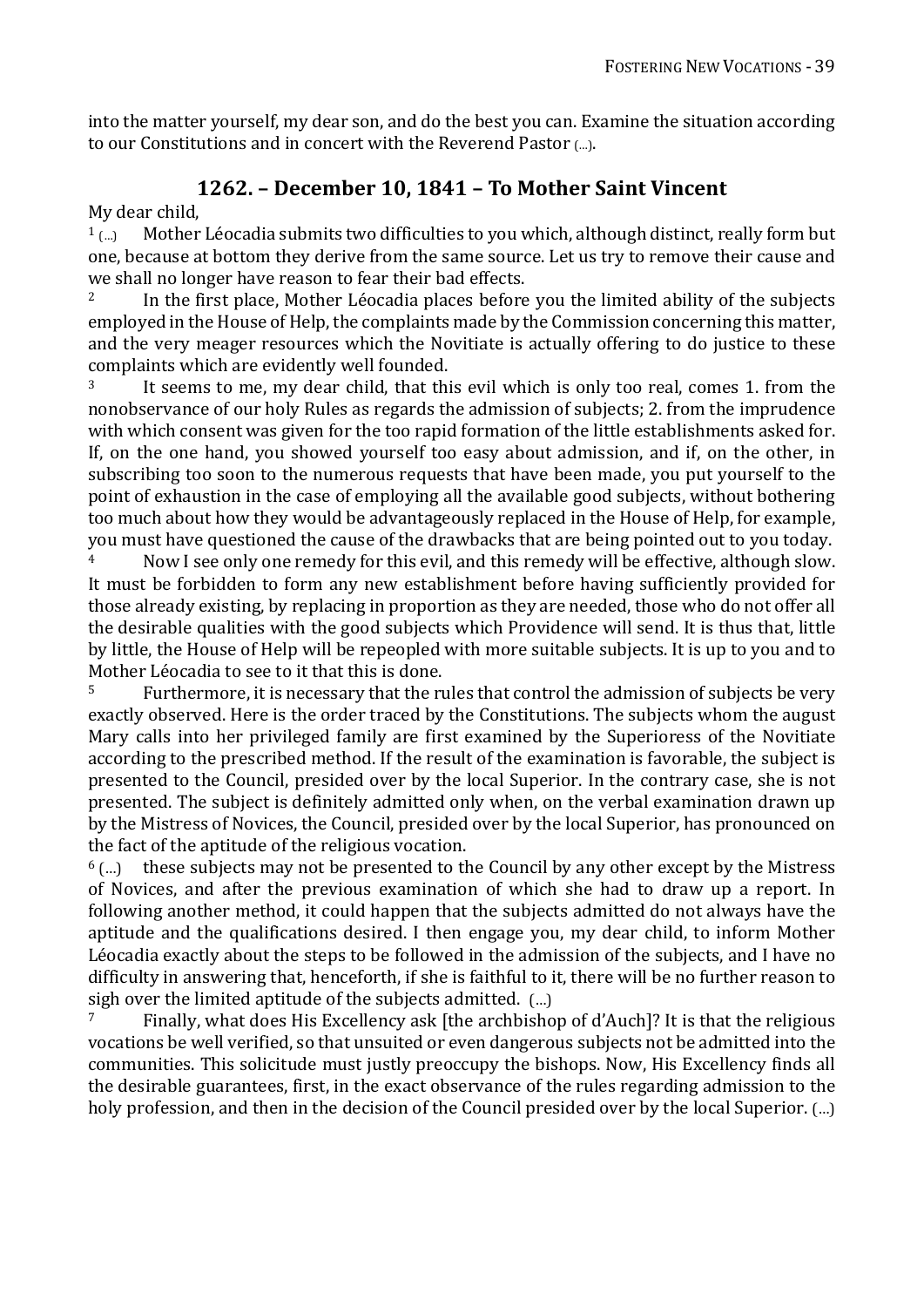into the matter yourself, my dear son, and do the best you can. Examine the situation according to our Constitutions and in concert with the Reverend Pastor (...).

## 1262. – December 10, 1841 – To Mother Saint Vincent

My dear child,

[1] (...) Mother Léocadia submits two difficulties to you which, although distinct, really form but one, because at bottom they derive from the same source. Let us try to remove their cause and we shall no longer have reason to fear their bad effects.

[2] In the first place, Mother Léocadia places before you the limited ability of the subjects employed in the House of Help, the complaints made by the Commission concerning this matter, and the very meager resources which the Novitiate is actually offering to do justice to these complaints which are evidently well founded.

[3] It seems to me, my dear child, that this evil which is only too real, comes 1. from the nonobservance of our holy Rules as regards the admission of subjects; 2. from the imprudence with which consent was given for the too rapid formation of the little establishments asked for. If, on the one hand, you showed yourself too easy about admission, and if, on the other, in subscribing too soon to the numerous requests that have been made, you put yourself to the point of exhaustion in the case of employing all the available good subjects, without bothering too much about how they would be advantageously replaced in the House of Help, for example, you must have questioned the cause of the drawbacks that are being pointed out to you today.

[4] Now I see only one remedy for this evil, and this remedy will be effective, although slow. It must be forbidden to form any new establishment before having sufficiently provided for those already existing, by replacing in proportion as they are needed, those who do not offer all the desirable qualities with the good subjects which Providence will send. It is thus that, little by little, the House of Help will be repeopled with more suitable subjects. It is up to you and to Mother Léocadia to see to it that this is done.

[5] Furthermore, it is necessary that the rules that control the admission of subjects be very exactly observed. Here is the order traced by the Constitutions. The subjects whom the august Mary calls into her privileged family are first examined by the Superioress of the Novitiate according to the prescribed method. If the result of the examination is favorable, the subject is presented to the Council, presided over by the local Superior. In the contrary case, she is not presented. The subject is definitely admitted only when, on the verbal examination drawn up by the Mistress of Novices, the Council, presided over by the local Superior, has pronounced on the fact of the aptitude of the religious vocation.

[6] (...) these subjects may not be presented to the Council by any other except by the Mistress of Novices, and after the previous examination of which she had to draw up a report. In following another method, it could happen that the subjects admitted do not always have the aptitude and the qualifications desired. I then engage you, my dear child, to inform Mother Léocadia exactly about the steps to be followed in the admission of the subjects, and I have no difficulty in answering that, henceforth, if she is faithful to it, there will be no further reason to sigh over the limited aptitude of the subjects admitted. (...)

[7] Finally, what does His Excellency ask [the archbishop of d'Auch]? It is that the religious vocations be well verified, so that unsuited or even dangerous subjects not be admitted into the communities. This solicitude must justly preoccupy the bishops. Now, His Excellency finds all the desirable guarantees, first, in the exact observance of the rules regarding admission to the holy profession, and then in the decision of the Council presided over by the local Superior. (...)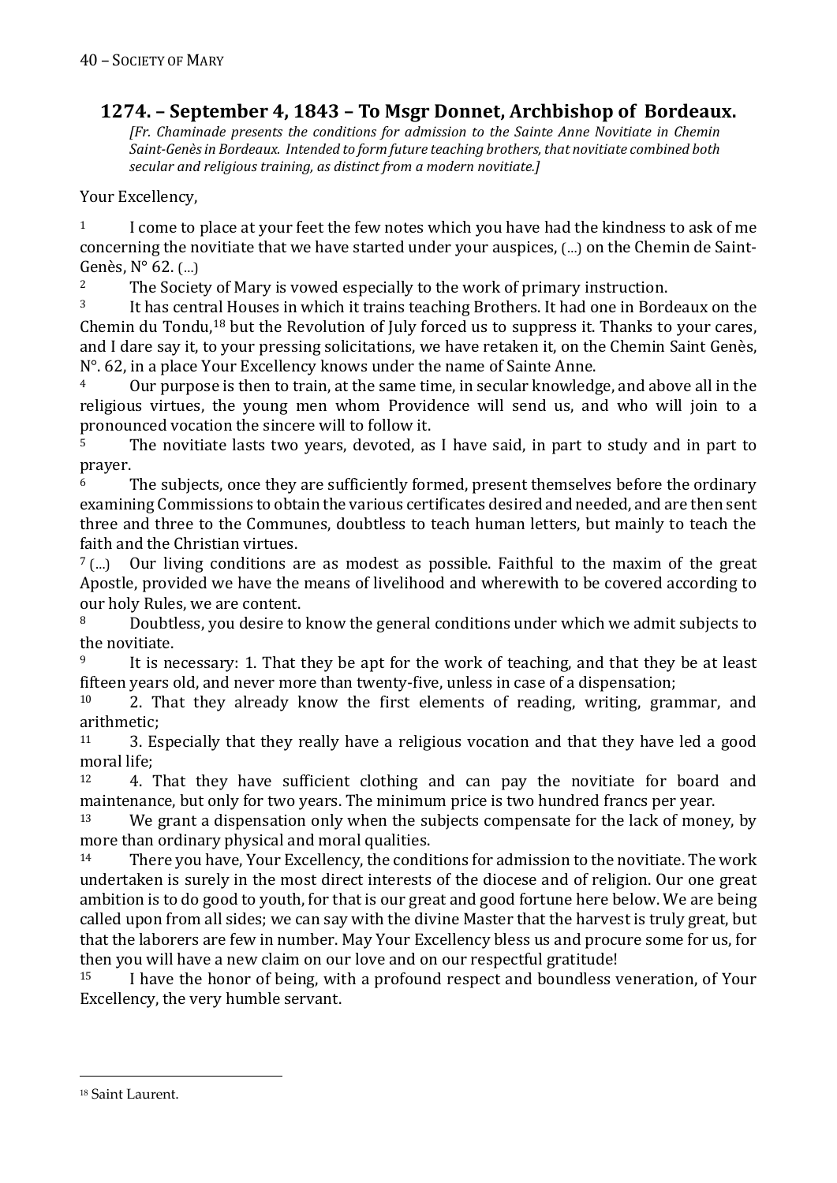## 1274. – September 4, 1843 – To Msgr Donnet, Archbishop of Bordeaux.

*[Fr. Chaminade presents the conditions for admission to the Sainte Anne Novitiate in Chemin Saint-Genès in Bordeaux. Intended to form future teaching brothers, that novitiate combined both secular and religious training, as distinct from a modern novitiate.]*

Your Excellency,

[1] I come to place at your feet the few notes which you have had the kindness to ask of me concerning the novitiate that we have started under your auspices, (...) on the Chemin de Saint-Genès, N° 62. (...)

[2] The Society of Mary is vowed especially to the work of primary instruction.

[3] It has central Houses in which it trains teaching Brothers. It had one in Bordeaux on the Chemin du Tondu,[18] but the Revolution of July forced us to suppress it. Thanks to your cares, and I dare say it, to your pressing solicitations, we have retaken it, on the Chemin Saint Genès, N°. 62, in a place Your Excellency knows under the name of Sainte Anne.

[4] Our purpose is then to train, at the same time, in secular knowledge, and above all in the religious virtues, the young men whom Providence will send us, and who will join to a pronounced vocation the sincere will to follow it.

[5] The novitiate lasts two years, devoted, as I have said, in part to study and in part to prayer.

[6] The subjects, once they are sufficiently formed, present themselves before the ordinary examining Commissions to obtain the various certificates desired and needed, and are then sent three and three to the Communes, doubtless to teach human letters, but mainly to teach the faith and the Christian virtues.

[7] (...) Our living conditions are as modest as possible. Faithful to the maxim of the great Apostle, provided we have the means of livelihood and wherewith to be covered according to our holy Rules, we are content.

[8] Doubtless, you desire to know the general conditions under which we admit subjects to the novitiate.

[9] It is necessary: 1. That they be apt for the work of teaching, and that they be at least fifteen years old, and never more than twenty-five, unless in case of a dispensation;

[10] 2. That they already know the first elements of reading, writing, grammar, and arithmetic;

[11] 3. Especially that they really have a religious vocation and that they have led a good moral life;

[12] 4. That they have sufficient clothing and can pay the novitiate for board and maintenance, but only for two years. The minimum price is two hundred francs per year.

[13] We grant a dispensation only when the subjects compensate for the lack of money, by more than ordinary physical and moral qualities.

[14] There you have, Your Excellency, the conditions for admission to the novitiate. The work undertaken is surely in the most direct interests of the diocese and of religion. Our one great ambition is to do good to youth, for that is our great and good fortune here below. We are being called upon from all sides; we can say with the divine Master that the harvest is truly great, but that the laborers are few in number. May Your Excellency bless us and procure some for us, for then you will have a new claim on our love and on our respectful gratitude!

[15] I have the honor of being, with a profound respect and boundless veneration, of Your Excellency, the very humble servant.

---

[18] Saint Laurent.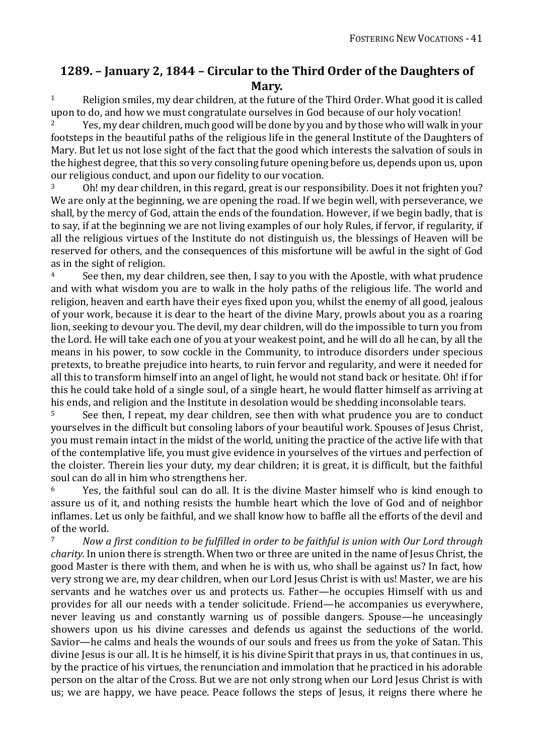## 1289. – January 2, 1844 – Circular to the Third Order of the Daughters of Mary.

[1] Religion smiles, my dear children, at the future of the Third Order. What good it is called upon to do, and how we must congratulate ourselves in God because of our holy vocation!

[2] Yes, my dear children, much good will be done by you and by those who will walk in your footsteps in the beautiful paths of the religious life in the general Institute of the Daughters of Mary. But let us not lose sight of the fact that the good which interests the salvation of souls in the highest degree, that this so very consoling future opening before us, depends upon us, upon our religious conduct, and upon our fidelity to our vocation.

[3] Oh! my dear children, in this regard, great is our responsibility. Does it not frighten you? We are only at the beginning, we are opening the road. If we begin well, with perseverance, we shall, by the mercy of God, attain the ends of the foundation. However, if we begin badly, that is to say, if at the beginning we are not living examples of our holy Rules, if fervor, if regularity, if all the religious virtues of the Institute do not distinguish us, the blessings of Heaven will be reserved for others, and the consequences of this misfortune will be awful in the sight of God as in the sight of religion.

[4] See then, my dear children, see then, I say to you with the Apostle, with what prudence and with what wisdom you are to walk in the holy paths of the religious life. The world and religion, heaven and earth have their eyes fixed upon you, whilst the enemy of all good, jealous of your work, because it is dear to the heart of the divine Mary, prowls about you as a roaring lion, seeking to devour you. The devil, my dear children, will do the impossible to turn you from the Lord. He will take each one of you at your weakest point, and he will do all he can, by all the means in his power, to sow cockle in the Community, to introduce disorders under specious pretexts, to breathe prejudice into hearts, to ruin fervor and regularity, and were it needed for all this to transform himself into an angel of light, he would not stand back or hesitate. Oh! if for this he could take hold of a single soul, of a single heart, he would flatter himself as arriving at his ends, and religion and the Institute in desolation would be shedding inconsolable tears.

[5] See then, I repeat, my dear children, see then with what prudence you are to conduct yourselves in the difficult but consoling labors of your beautiful work. Spouses of Jesus Christ, you must remain intact in the midst of the world, uniting the practice of the active life with that of the contemplative life, you must give evidence in yourselves of the virtues and perfection of the cloister. Therein lies your duty, my dear children; it is great, it is difficult, but the faithful soul can do all in him who strengthens her.

[6] Yes, the faithful soul can do all. It is the divine Master himself who is kind enough to assure us of it, and nothing resists the humble heart which the love of God and of neighbor inflames. Let us only be faithful, and we shall know how to baffle all the efforts of the devil and of the world.

[7] *Now a first condition to be fulfilled in order to be faithful is union with Our Lord through charity.* In union there is strength. When two or three are united in the name of Jesus Christ, the good Master is there with them, and when he is with us, who shall be against us? In fact, how very strong we are, my dear children, when our Lord Jesus Christ is with us! Master, we are his servants and he watches over us and protects us. Father—he occupies Himself with us and provides for all our needs with a tender solicitude. Friend—he accompanies us everywhere, never leaving us and constantly warning us of possible dangers. Spouse—he unceasingly showers upon us his divine caresses and defends us against the seductions of the world. Savior—he calms and heals the wounds of our souls and frees us from the yoke of Satan. This divine Jesus is our all. It is he himself, it is his divine Spirit that prays in us, that continues in us, by the practice of his virtues, the renunciation and immolation that he practiced in his adorable person on the altar of the Cross. But we are not only strong when our Lord Jesus Christ is with us; we are happy, we have peace. Peace follows the steps of Jesus, it reigns there where he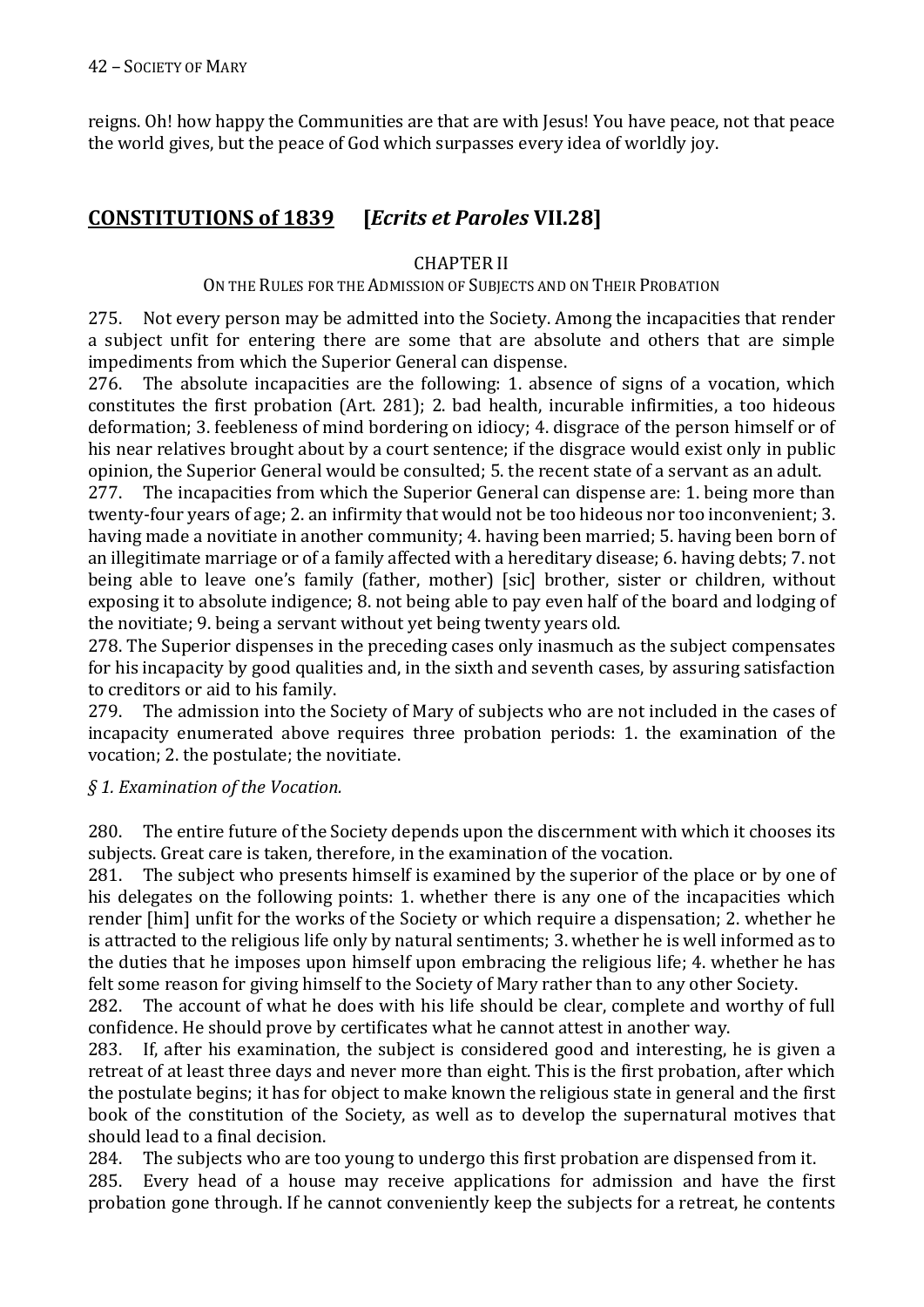reigns. Oh! how happy the Communities are that are with Jesus! You have peace, not that peace the world gives, but the peace of God which surpasses every idea of worldly joy.

## **CONSTITUTIONS of 1839 [*Ecrits et Paroles* VII.28]**

### CHAPTER II

#### ON THE RULES FOR THE ADMISSION OF SUBJECTS AND ON THEIR PROBATION

275. Not every person may be admitted into the Society. Among the incapacities that render a subject unfit for entering there are some that are absolute and others that are simple impediments from which the Superior General can dispense.

276. The absolute incapacities are the following: 1. absence of signs of a vocation, which constitutes the first probation (Art. 281); 2. bad health, incurable infirmities, a too hideous deformation; 3. feebleness of mind bordering on idiocy; 4. disgrace of the person himself or of his near relatives brought about by a court sentence; if the disgrace would exist only in public opinion, the Superior General would be consulted; 5. the recent state of a servant as an adult.

277. The incapacities from which the Superior General can dispense are: 1. being more than twenty-four years of age; 2. an infirmity that would not be too hideous nor too inconvenient; 3. having made a novitiate in another community; 4. having been married; 5. having been born of an illegitimate marriage or of a family affected with a hereditary disease; 6. having debts; 7. not being able to leave one's family (father, mother) [sic] brother, sister or children, without exposing it to absolute indigence; 8. not being able to pay even half of the board and lodging of the novitiate; 9. being a servant without yet being twenty years old.

278. The Superior dispenses in the preceding cases only inasmuch as the subject compensates for his incapacity by good qualities and, in the sixth and seventh cases, by assuring satisfaction to creditors or aid to his family.

279. The admission into the Society of Mary of subjects who are not included in the cases of incapacity enumerated above requires three probation periods: 1. the examination of the vocation; 2. the postulate; the novitiate.

*§ 1. Examination of the Vocation.*

280. The entire future of the Society depends upon the discernment with which it chooses its subjects. Great care is taken, therefore, in the examination of the vocation.

281. The subject who presents himself is examined by the superior of the place or by one of his delegates on the following points: 1. whether there is any one of the incapacities which render [him] unfit for the works of the Society or which require a dispensation; 2. whether he is attracted to the religious life only by natural sentiments; 3. whether he is well informed as to the duties that he imposes upon himself upon embracing the religious life; 4. whether he has felt some reason for giving himself to the Society of Mary rather than to any other Society.

282. The account of what he does with his life should be clear, complete and worthy of full confidence. He should prove by certificates what he cannot attest in another way.

283. If, after his examination, the subject is considered good and interesting, he is given a retreat of at least three days and never more than eight. This is the first probation, after which the postulate begins; it has for object to make known the religious state in general and the first book of the constitution of the Society, as well as to develop the supernatural motives that should lead to a final decision.

284. The subjects who are too young to undergo this first probation are dispensed from it.

285. Every head of a house may receive applications for admission and have the first probation gone through. If he cannot conveniently keep the subjects for a retreat, he contents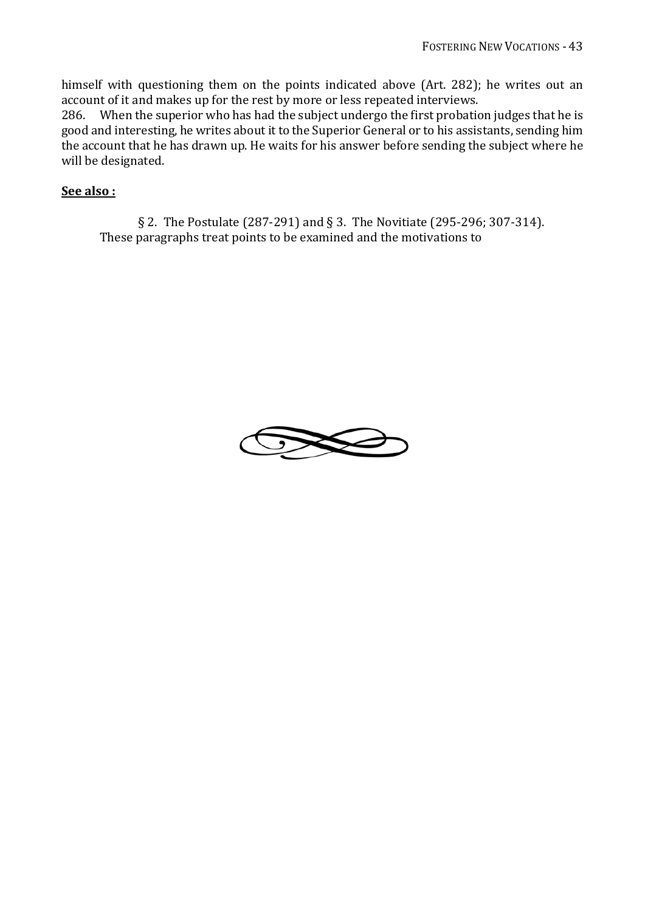himself with questioning them on the points indicated above (Art. 282); he writes out an account of it and makes up for the rest by more or less repeated interviews.

286. When the superior who has had the subject undergo the first probation judges that he is good and interesting, he writes about it to the Superior General or to his assistants, sending him the account that he has drawn up. He waits for his answer before sending the subject where he will be designated.

**See also :**

§ 2. The Postulate (287-291) and § 3. The Novitiate (295-296; 307-314). These paragraphs treat points to be examined and the motivations to